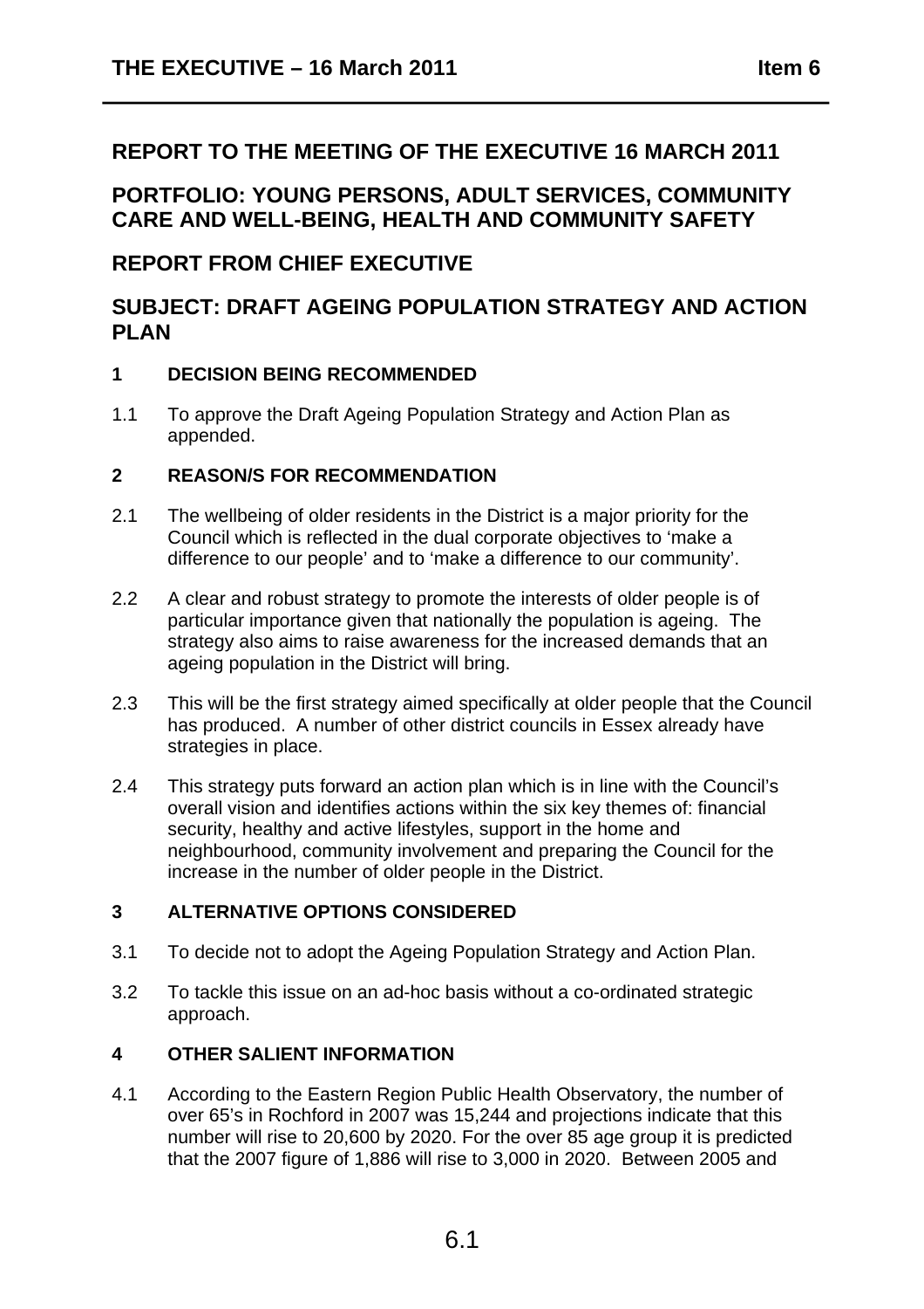# REPORT TO THE MEETING OF THE EXECUTIVE 16 MARCH 2011

## PORTFOLIO: YOUNG PERSONS, ADULT SERVICES, COMMUNITY CARE AND WELL-BEING, HEALTH AND COMMUNITY SAFETY

## REPORT FROM CHIEF EXECUTIVE

## SUBJECT: DRAFT AGEING POPULATION STRATEGY AND ACTION PLAN

### 1 DECISION BEING RECOMMENDED

1.1 To approve the Draft Ageing Population Strategy and Action Plan as appended.

### 2 REASON/S FOR RECOMMENDATION

2.1 The wellbeing of older residents in the District is a major priority for the Council which is reflected in the dual corporate objectives to 'make a difference to our people' and to 'make a difference to our community'.

2.2 A clear and robust strategy to promote the interests of older people is of particular importance given that nationally the population is ageing. The strategy also aims to raise awareness for the increased demands that an ageing population in the District will bring.

2.3 This will be the first strategy aimed specifically at older people that the Council has produced. A number of other district councils in Essex already have strategies in place.

2.4 This strategy puts forward an action plan which is in line with the Council's overall vision and identifies actions within the six key themes of: financial security, healthy and active lifestyles, support in the home and neighbourhood, community involvement and preparing the Council for the increase in the number of older people in the District.

### 3 ALTERNATIVE OPTIONS CONSIDERED

3.1 To decide not to adopt the Ageing Population Strategy and Action Plan.

3.2 To tackle this issue on an ad-hoc basis without a co-ordinated strategic approach.

### 4 OTHER SALIENT INFORMATION

4.1 According to the Eastern Region Public Health Observatory, the number of over 65's in Rochford in 2007 was 15,244 and projections indicate that this number will rise to 20,600 by 2020. For the over 85 age group it is predicted that the 2007 figure of 1,886 will rise to 3,000 in 2020. Between 2005 and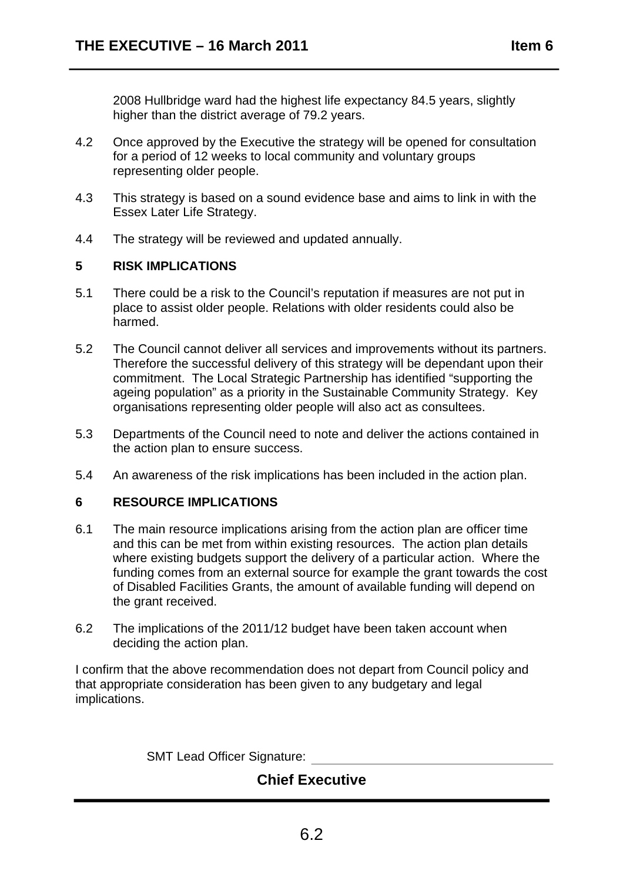2008 Hullbridge ward had the highest life expectancy 84.5 years, slightly higher than the district average of 79.2 years.

4.2 Once approved by the Executive the strategy will be opened for consultation for a period of 12 weeks to local community and voluntary groups representing older people.

4.3 This strategy is based on a sound evidence base and aims to link in with the Essex Later Life Strategy.

4.4 The strategy will be reviewed and updated annually.

## 5 RISK IMPLICATIONS

5.1 There could be a risk to the Council's reputation if measures are not put in place to assist older people. Relations with older residents could also be harmed.

5.2 The Council cannot deliver all services and improvements without its partners. Therefore the successful delivery of this strategy will be dependant upon their commitment. The Local Strategic Partnership has identified "supporting the ageing population" as a priority in the Sustainable Community Strategy. Key organisations representing older people will also act as consultees.

5.3 Departments of the Council need to note and deliver the actions contained in the action plan to ensure success.

5.4 An awareness of the risk implications has been included in the action plan.

## 6 RESOURCE IMPLICATIONS

6.1 The main resource implications arising from the action plan are officer time and this can be met from within existing resources. The action plan details where existing budgets support the delivery of a particular action. Where the funding comes from an external source for example the grant towards the cost of Disabled Facilities Grants, the amount of available funding will depend on the grant received.

6.2 The implications of the 2011/12 budget have been taken account when deciding the action plan.

I confirm that the above recommendation does not depart from Council policy and that appropriate consideration has been given to any budgetary and legal implications.

SMT Lead Officer Signature: ______________________

**Chief Executive**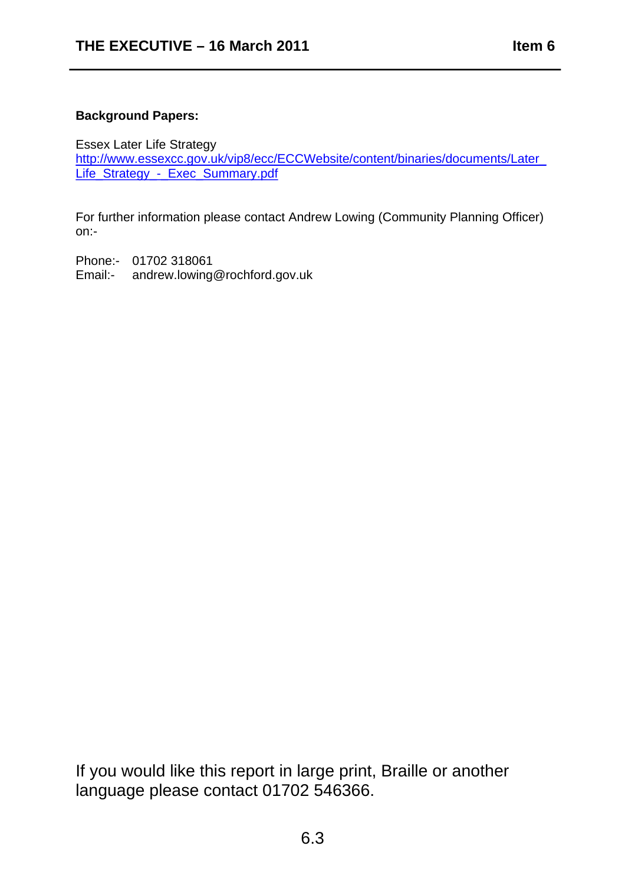**Background Papers:**

Essex Later Life Strategy
http://www.essexcc.gov.uk/vip8/ecc/ECCWebsite/content/binaries/documents/Later_Life_Strategy_-_Exec_Summary.pdf

For further information please contact Andrew Lowing (Community Planning Officer) on:-

Phone:- 01702 318061
Email:- andrew.lowing@rochford.gov.uk

If you would like this report in large print, Braille or another language please contact 01702 546366.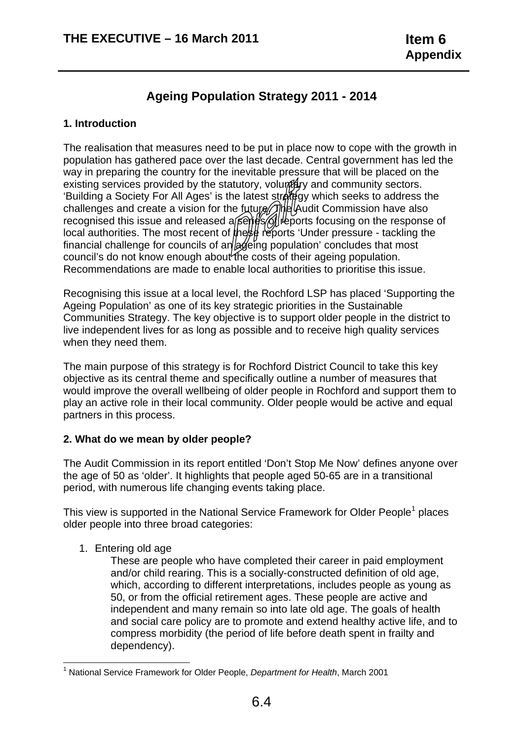# Ageing Population Strategy 2011 - 2014

## 1. Introduction

The realisation that measures need to be put in place now to cope with the growth in population has gathered pace over the last decade. Central government has led the way in preparing the country for the inevitable pressure that will be placed on the existing services provided by the statutory, voluntary and community sectors. 'Building a Society For All Ages' is the latest strategy which seeks to address the challenges and create a vision for the future. The Audit Commission have also recognised this issue and released a series of reports focusing on the response of local authorities. The most recent of these reports 'Under pressure - tackling the financial challenge for councils of an ageing population' concludes that most council's do not know enough about the costs of their ageing population. Recommendations are made to enable local authorities to prioritise this issue.

Recognising this issue at a local level, the Rochford LSP has placed 'Supporting the Ageing Population' as one of its key strategic priorities in the Sustainable Communities Strategy. The key objective is to support older people in the district to live independent lives for as long as possible and to receive high quality services when they need them.

The main purpose of this strategy is for Rochford District Council to take this key objective as its central theme and specifically outline a number of measures that would improve the overall wellbeing of older people in Rochford and support them to play an active role in their local community. Older people would be active and equal partners in this process.

## 2. What do we mean by older people?

The Audit Commission in its report entitled 'Don't Stop Me Now' defines anyone over the age of 50 as 'older'. It highlights that people aged 50-65 are in a transitional period, with numerous life changing events taking place.

This view is supported in the National Service Framework for Older People[1] places older people into three broad categories:

1. Entering old age

   These are people who have completed their career in paid employment and/or child rearing. This is a socially-constructed definition of old age, which, according to different interpretations, includes people as young as 50, or from the official retirement ages. These people are active and independent and many remain so into late old age. The goals of health and social care policy are to promote and extend healthy active life, and to compress morbidity (the period of life before death spent in frailty and dependency).

---

[1] National Service Framework for Older People, *Department for Health*, March 2001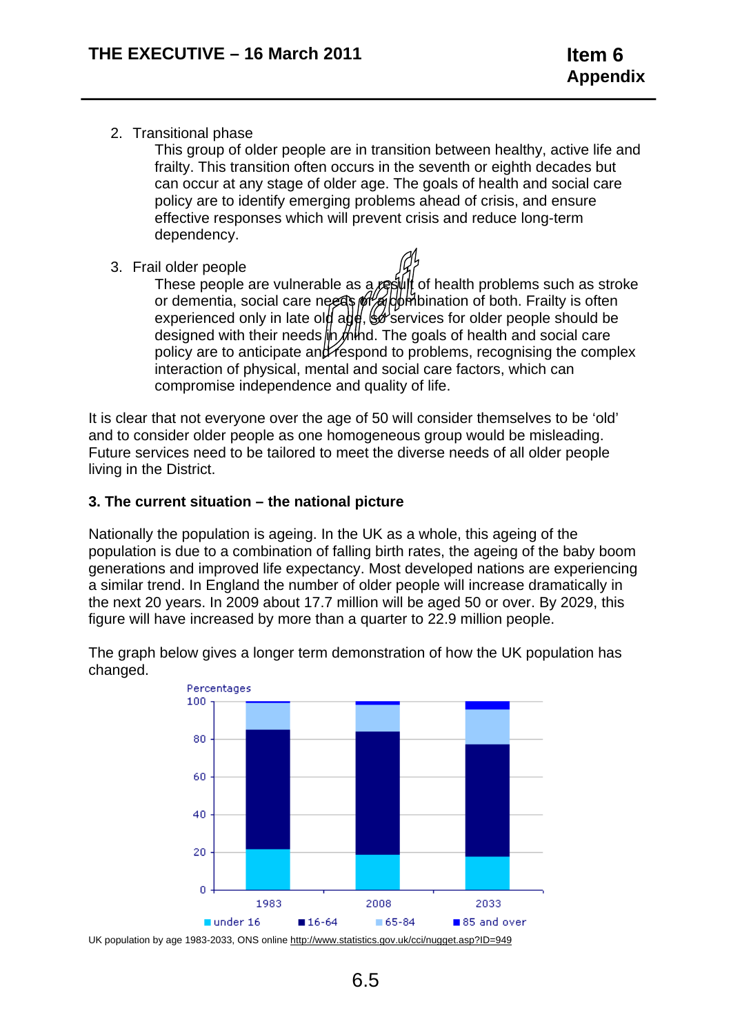2. Transitional phase

   This group of older people are in transition between healthy, active life and frailty. This transition often occurs in the seventh or eighth decades but can occur at any stage of older age. The goals of health and social care policy are to identify emerging problems ahead of crisis, and ensure effective responses which will prevent crisis and reduce long-term dependency.

3. Frail older people

   These people are vulnerable as a result of health problems such as stroke or dementia, social care needs or a combination of both. Frailty is often experienced only in late old age, so services for older people should be designed with their needs in mind. The goals of health and social care policy are to anticipate and respond to problems, recognising the complex interaction of physical, mental and social care factors, which can compromise independence and quality of life.

It is clear that not everyone over the age of 50 will consider themselves to be 'old' and to consider older people as one homogeneous group would be misleading. Future services need to be tailored to meet the diverse needs of all older people living in the District.

### 3. The current situation – the national picture

Nationally the population is ageing. In the UK as a whole, this ageing of the population is due to a combination of falling birth rates, the ageing of the baby boom generations and improved life expectancy. Most developed nations are experiencing a similar trend. In England the number of older people will increase dramatically in the next 20 years. In 2009 about 17.7 million will be aged 50 or over. By 2029, this figure will have increased by more than a quarter to 22.9 million people.

The graph below gives a longer term demonstration of how the UK population has changed.

UK population by age 1983-2033, ONS online http://www.statistics.gov.uk/cci/nugget.asp?ID=949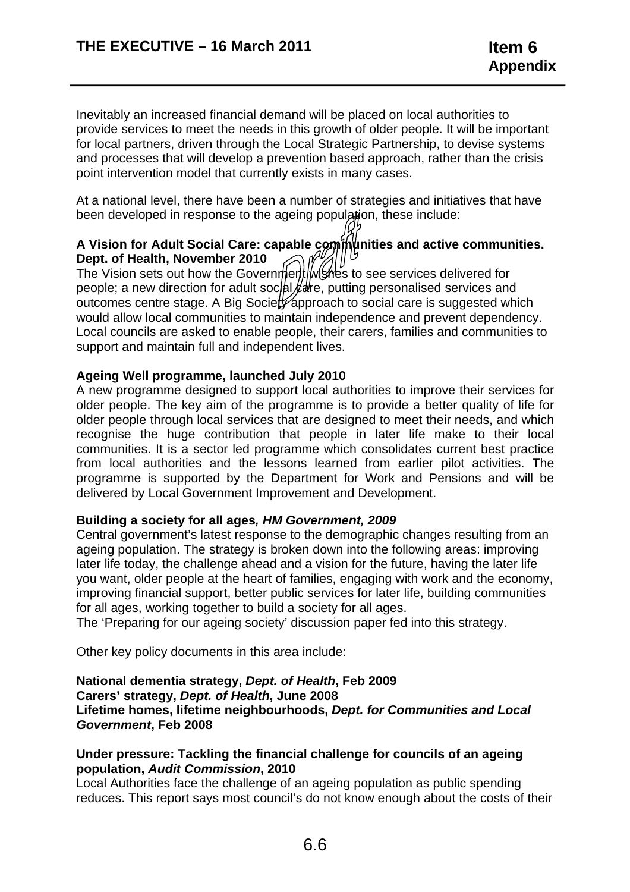Inevitably an increased financial demand will be placed on local authorities to provide services to meet the needs in this growth of older people. It will be important for local partners, driven through the Local Strategic Partnership, to devise systems and processes that will develop a prevention based approach, rather than the crisis point intervention model that currently exists in many cases.

At a national level, there have been a number of strategies and initiatives that have been developed in response to the ageing population, these include:

**A Vision for Adult Social Care: capable communities and active communities. Dept. of Health, November 2010**
The Vision sets out how the Government wishes to see services delivered for people; a new direction for adult social care, putting personalised services and outcomes centre stage. A Big Society approach to social care is suggested which would allow local communities to maintain independence and prevent dependency. Local councils are asked to enable people, their carers, families and communities to support and maintain full and independent lives.

**Ageing Well programme, launched July 2010**
A new programme designed to support local authorities to improve their services for older people. The key aim of the programme is to provide a better quality of life for older people through local services that are designed to meet their needs, and which recognise the huge contribution that people in later life make to their local communities. It is a sector led programme which consolidates current best practice from local authorities and the lessons learned from earlier pilot activities. The programme is supported by the Department for Work and Pensions and will be delivered by Local Government Improvement and Development.

**Building a society for all ages*, HM Government, 2009***
Central government's latest response to the demographic changes resulting from an ageing population. The strategy is broken down into the following areas: improving later life today, the challenge ahead and a vision for the future, having the later life you want, older people at the heart of families, engaging with work and the economy, improving financial support, better public services for later life, building communities for all ages, working together to build a society for all ages.
The 'Preparing for our ageing society' discussion paper fed into this strategy.

Other key policy documents in this area include:

**National dementia strategy, *Dept. of Health*, Feb 2009**
**Carers' strategy, *Dept. of Health*, June 2008**
**Lifetime homes, lifetime neighbourhoods, *Dept. for Communities and Local Government*, Feb 2008**

**Under pressure: Tackling the financial challenge for councils of an ageing population, *Audit Commission*, 2010**
Local Authorities face the challenge of an ageing population as public spending reduces. This report says most council's do not know enough about the costs of their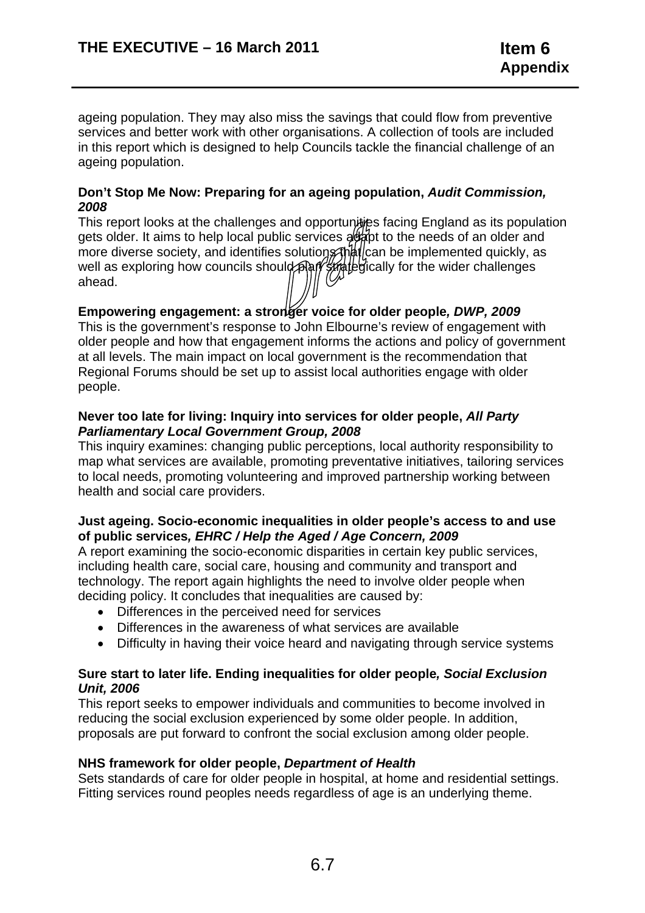ageing population. They may also miss the savings that could flow from preventive services and better work with other organisations. A collection of tools are included in this report which is designed to help Councils tackle the financial challenge of an ageing population.

**Don't Stop Me Now: Preparing for an ageing population, *Audit Commission, 2008***
This report looks at the challenges and opportunities facing England as its population gets older. It aims to help local public services adapt to the needs of an older and more diverse society, and identifies solutions that can be implemented quickly, as well as exploring how councils should plan strategically for the wider challenges ahead.

**Empowering engagement: a stronger voice for older people*, DWP, 2009***
This is the government's response to John Elbourne's review of engagement with older people and how that engagement informs the actions and policy of government at all levels. The main impact on local government is the recommendation that Regional Forums should be set up to assist local authorities engage with older people.

**Never too late for living: Inquiry into services for older people, *All Party Parliamentary Local Government Group, 2008***
This inquiry examines: changing public perceptions, local authority responsibility to map what services are available, promoting preventative initiatives, tailoring services to local needs, promoting volunteering and improved partnership working between health and social care providers.

**Just ageing. Socio-economic inequalities in older people's access to and use of public services*, EHRC / Help the Aged / Age Concern, 2009***
A report examining the socio-economic disparities in certain key public services, including health care, social care, housing and community and transport and technology. The report again highlights the need to involve older people when deciding policy. It concludes that inequalities are caused by:

- Differences in the perceived need for services
- Differences in the awareness of what services are available
- Difficulty in having their voice heard and navigating through service systems

**Sure start to later life. Ending inequalities for older people*, Social Exclusion Unit, 2006***
This report seeks to empower individuals and communities to become involved in reducing the social exclusion experienced by some older people. In addition, proposals are put forward to confront the social exclusion among older people.

**NHS framework for older people, *Department of Health***
Sets standards of care for older people in hospital, at home and residential settings. Fitting services round peoples needs regardless of age is an underlying theme.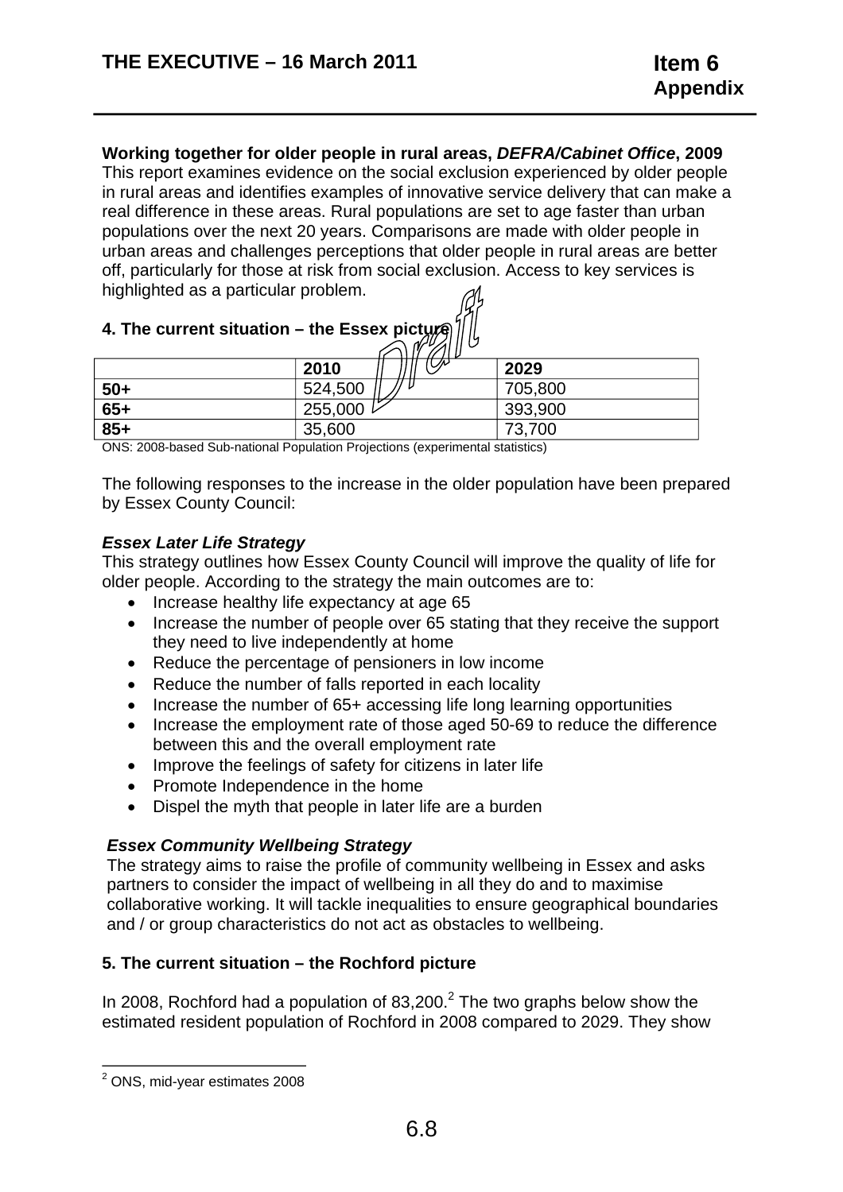**Working together for older people in rural areas, *DEFRA/Cabinet Office*, 2009**
This report examines evidence on the social exclusion experienced by older people in rural areas and identifies examples of innovative service delivery that can make a real difference in these areas. Rural populations are set to age faster than urban populations over the next 20 years. Comparisons are made with older people in urban areas and challenges perceptions that older people in rural areas are better off, particularly for those at risk from social exclusion. Access to key services is highlighted as a particular problem.

**4. The current situation – the Essex picture**

| | **2010** | **2029** |
|---|---|---|
| **50+** | 524,500 | 705,800 |
| **65+** | 255,000 | 393,900 |
| **85+** | 35,600 | 73,700 |

ONS: 2008-based Sub-national Population Projections (experimental statistics)

The following responses to the increase in the older population have been prepared by Essex County Council:

***Essex Later Life Strategy***
This strategy outlines how Essex County Council will improve the quality of life for older people. According to the strategy the main outcomes are to:

- Increase healthy life expectancy at age 65
- Increase the number of people over 65 stating that they receive the support they need to live independently at home
- Reduce the percentage of pensioners in low income
- Reduce the number of falls reported in each locality
- Increase the number of 65+ accessing life long learning opportunities
- Increase the employment rate of those aged 50-69 to reduce the difference between this and the overall employment rate
- Improve the feelings of safety for citizens in later life
- Promote Independence in the home
- Dispel the myth that people in later life are a burden

***Essex Community Wellbeing Strategy***
The strategy aims to raise the profile of community wellbeing in Essex and asks partners to consider the impact of wellbeing in all they do and to maximise collaborative working. It will tackle inequalities to ensure geographical boundaries and / or group characteristics do not act as obstacles to wellbeing.

**5. The current situation – the Rochford picture**

In 2008, Rochford had a population of 83,200.[2] The two graphs below show the estimated resident population of Rochford in 2008 compared to 2029. They show

[2] ONS, mid-year estimates 2008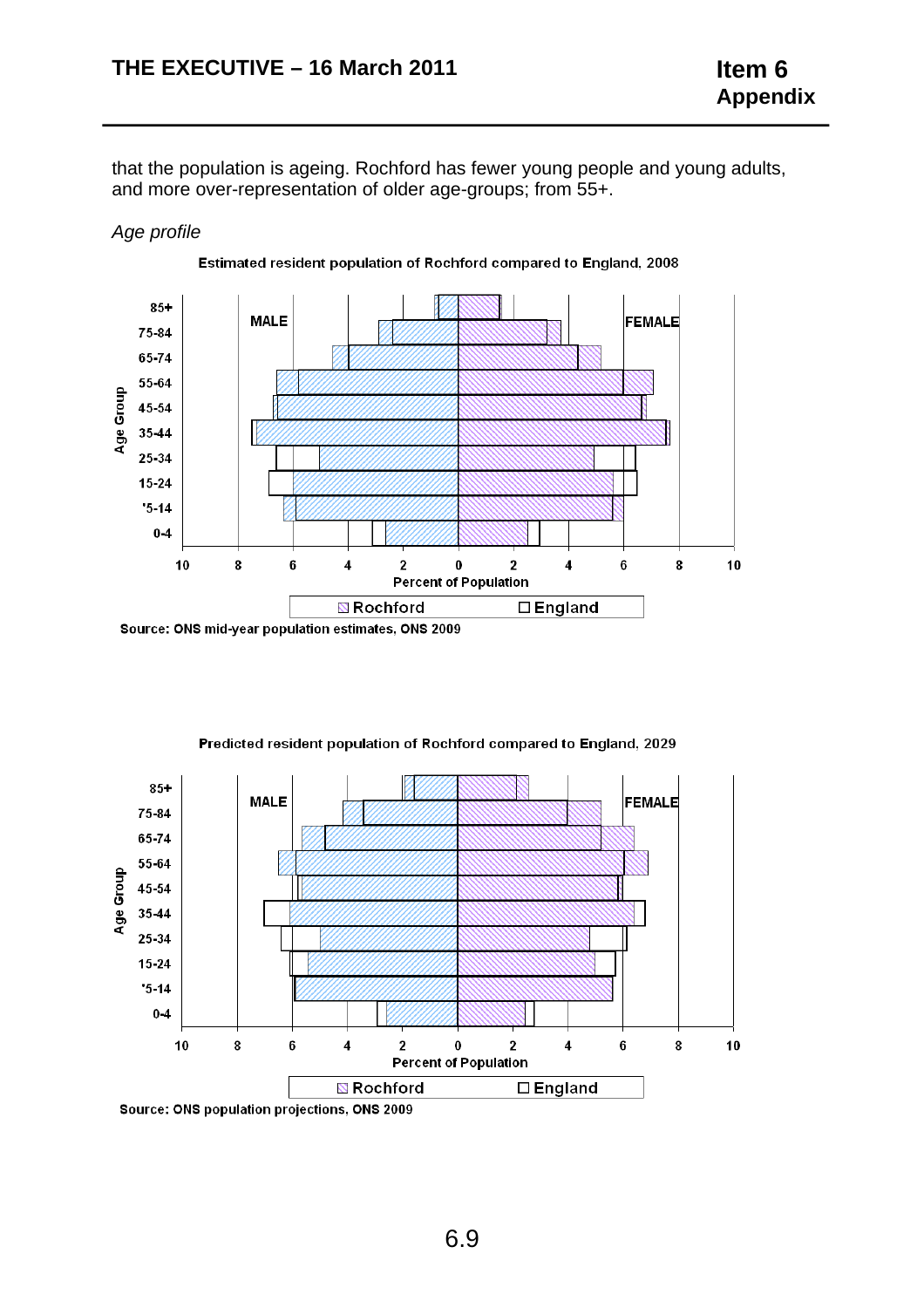that the population is ageing. Rochford has fewer young people and young adults, and more over-representation of older age-groups; from 55+.

*Age profile*

Estimated resident population of Rochford compared to England, 2008

Source: ONS mid-year population estimates, ONS 2009

Predicted resident population of Rochford compared to England, 2029

Source: ONS population projections, ONS 2009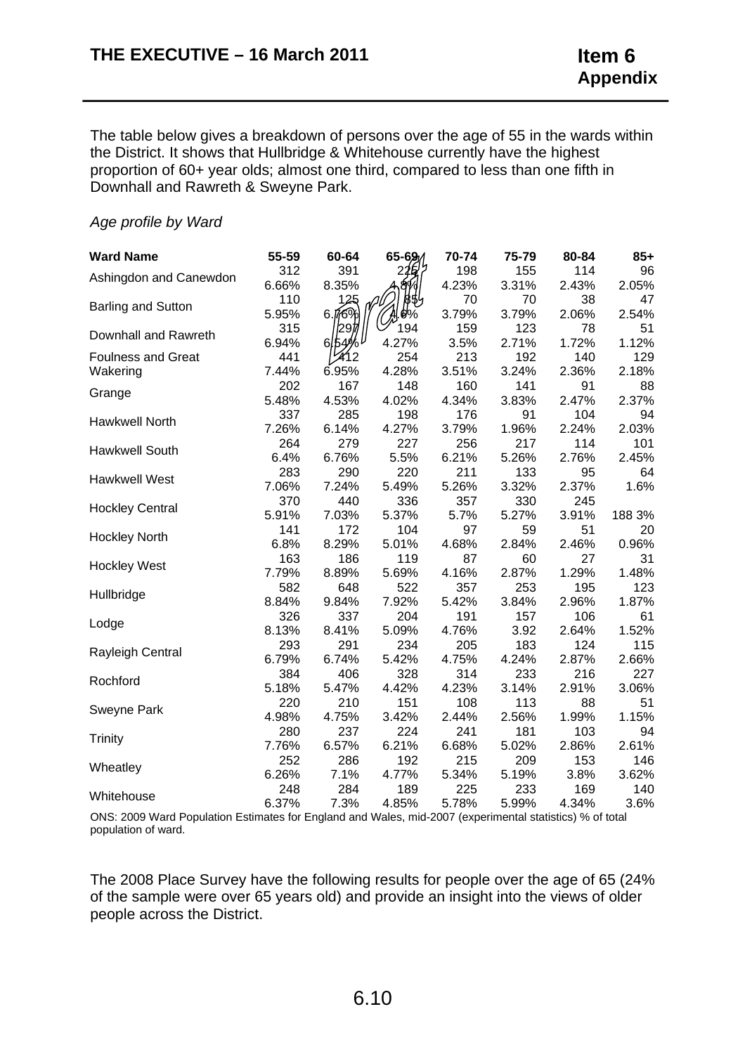The table below gives a breakdown of persons over the age of 55 in the wards within the District. It shows that Hullbridge & Whitehouse currently have the highest proportion of 60+ year olds; almost one third, compared to less than one fifth in Downhall and Rawreth & Sweyne Park.

*Age profile by Ward*

| Ward Name | 55-59 | 60-64 | 65-69 | 70-74 | 75-79 | 80-84 | 85+ |
|---|---|---|---|---|---|---|---|
| Ashingdon and Canewdon | 312<br>6.66% | 391<br>8.35% | 225<br>4.8% | 198<br>4.23% | 155<br>3.31% | 114<br>2.43% | 96<br>2.05% |
| Barling and Sutton | 110<br>5.95% | 125<br>6.76% | 85<br>4.6% | 70<br>3.79% | 70<br>3.79% | 38<br>2.06% | 47<br>2.54% |
| Downhall and Rawreth | 315<br>6.94% | 297<br>6.54% | 194<br>4.27% | 159<br>3.5% | 123<br>2.71% | 78<br>1.72% | 51<br>1.12% |
| Foulness and Great Wakering | 441<br>7.44% | 412<br>6.95% | 254<br>4.28% | 213<br>3.51% | 192<br>3.24% | 140<br>2.36% | 129<br>2.18% |
| Grange | 202<br>5.48% | 167<br>4.53% | 148<br>4.02% | 160<br>4.34% | 141<br>3.83% | 91<br>2.47% | 88<br>2.37% |
| Hawkwell North | 337<br>7.26% | 285<br>6.14% | 198<br>4.27% | 176<br>3.79% | 91<br>1.96% | 104<br>2.24% | 94<br>2.03% |
| Hawkwell South | 264<br>6.4% | 279<br>6.76% | 227<br>5.5% | 256<br>6.21% | 217<br>5.26% | 114<br>2.76% | 101<br>2.45% |
| Hawkwell West | 283<br>7.06% | 290<br>7.24% | 220<br>5.49% | 211<br>5.26% | 133<br>3.32% | 95<br>2.37% | 64<br>1.6% |
| Hockley Central | 370<br>5.91% | 440<br>7.03% | 336<br>5.37% | 357<br>5.7% | 330<br>5.27% | 245<br>3.91% | 188 3% |
| Hockley North | 141<br>6.8% | 172<br>8.29% | 104<br>5.01% | 97<br>4.68% | 59<br>2.84% | 51<br>2.46% | 20<br>0.96% |
| Hockley West | 163<br>7.79% | 186<br>8.89% | 119<br>5.69% | 87<br>4.16% | 60<br>2.87% | 27<br>1.29% | 31<br>1.48% |
| Hullbridge | 582<br>8.84% | 648<br>9.84% | 522<br>7.92% | 357<br>5.42% | 253<br>3.84% | 195<br>2.96% | 123<br>1.87% |
| Lodge | 326<br>8.13% | 337<br>8.41% | 204<br>5.09% | 191<br>4.76% | 157<br>3.92 | 106<br>2.64% | 61<br>1.52% |
| Rayleigh Central | 293<br>6.79% | 291<br>6.74% | 234<br>5.42% | 205<br>4.75% | 183<br>4.24% | 124<br>2.87% | 115<br>2.66% |
| Rochford | 384<br>5.18% | 406<br>5.47% | 328<br>4.42% | 314<br>4.23% | 233<br>3.14% | 216<br>2.91% | 227<br>3.06% |
| Sweyne Park | 220<br>4.98% | 210<br>4.75% | 151<br>3.42% | 108<br>2.44% | 113<br>2.56% | 88<br>1.99% | 51<br>1.15% |
| Trinity | 280<br>7.76% | 237<br>6.57% | 224<br>6.21% | 241<br>6.68% | 181<br>5.02% | 103<br>2.86% | 94<br>2.61% |
| Wheatley | 252<br>6.26% | 286<br>7.1% | 192<br>4.77% | 215<br>5.34% | 209<br>5.19% | 153<br>3.8% | 146<br>3.62% |
| Whitehouse | 248<br>6.37% | 284<br>7.3% | 189<br>4.85% | 225<br>5.78% | 233<br>5.99% | 169<br>4.34% | 140<br>3.6% |

ONS: 2009 Ward Population Estimates for England and Wales, mid-2007 (experimental statistics) % of total population of ward.

The 2008 Place Survey have the following results for people over the age of 65 (24% of the sample were over 65 years old) and provide an insight into the views of older people across the District.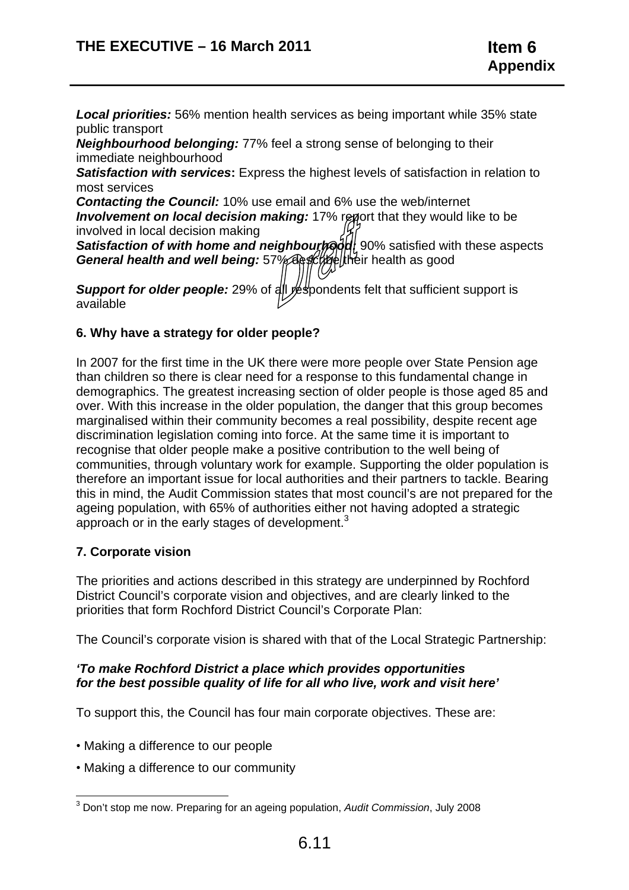***Local priorities:*** 56% mention health services as being important while 35% state public transport

***Neighbourhood belonging:*** 77% feel a strong sense of belonging to their immediate neighbourhood

***Satisfaction with services*:** Express the highest levels of satisfaction in relation to most services

***Contacting the Council:*** 10% use email and 6% use the web/internet

***Involvement on local decision making:*** 17% report that they would like to be involved in local decision making

***Satisfaction of with home and neighbourhood:*** 90% satisfied with these aspects

***General health and well being:*** 57% describe their health as good

***Support for older people:*** 29% of all respondents felt that sufficient support is available

### 6. Why have a strategy for older people?

In 2007 for the first time in the UK there were more people over State Pension age than children so there is clear need for a response to this fundamental change in demographics. The greatest increasing section of older people is those aged 85 and over. With this increase in the older population, the danger that this group becomes marginalised within their community becomes a real possibility, despite recent age discrimination legislation coming into force. At the same time it is important to recognise that older people make a positive contribution to the well being of communities, through voluntary work for example. Supporting the older population is therefore an important issue for local authorities and their partners to tackle. Bearing this in mind, the Audit Commission states that most council's are not prepared for the ageing population, with 65% of authorities either not having adopted a strategic approach or in the early stages of development.[3]

### 7. Corporate vision

The priorities and actions described in this strategy are underpinned by Rochford District Council's corporate vision and objectives, and are clearly linked to the priorities that form Rochford District Council's Corporate Plan:

The Council's corporate vision is shared with that of the Local Strategic Partnership:

***'To make Rochford District a place which provides opportunities for the best possible quality of life for all who live, work and visit here'***

To support this, the Council has four main corporate objectives. These are:

- Making a difference to our people
- Making a difference to our community

---

[3] Don't stop me now. Preparing for an ageing population, *Audit Commission*, July 2008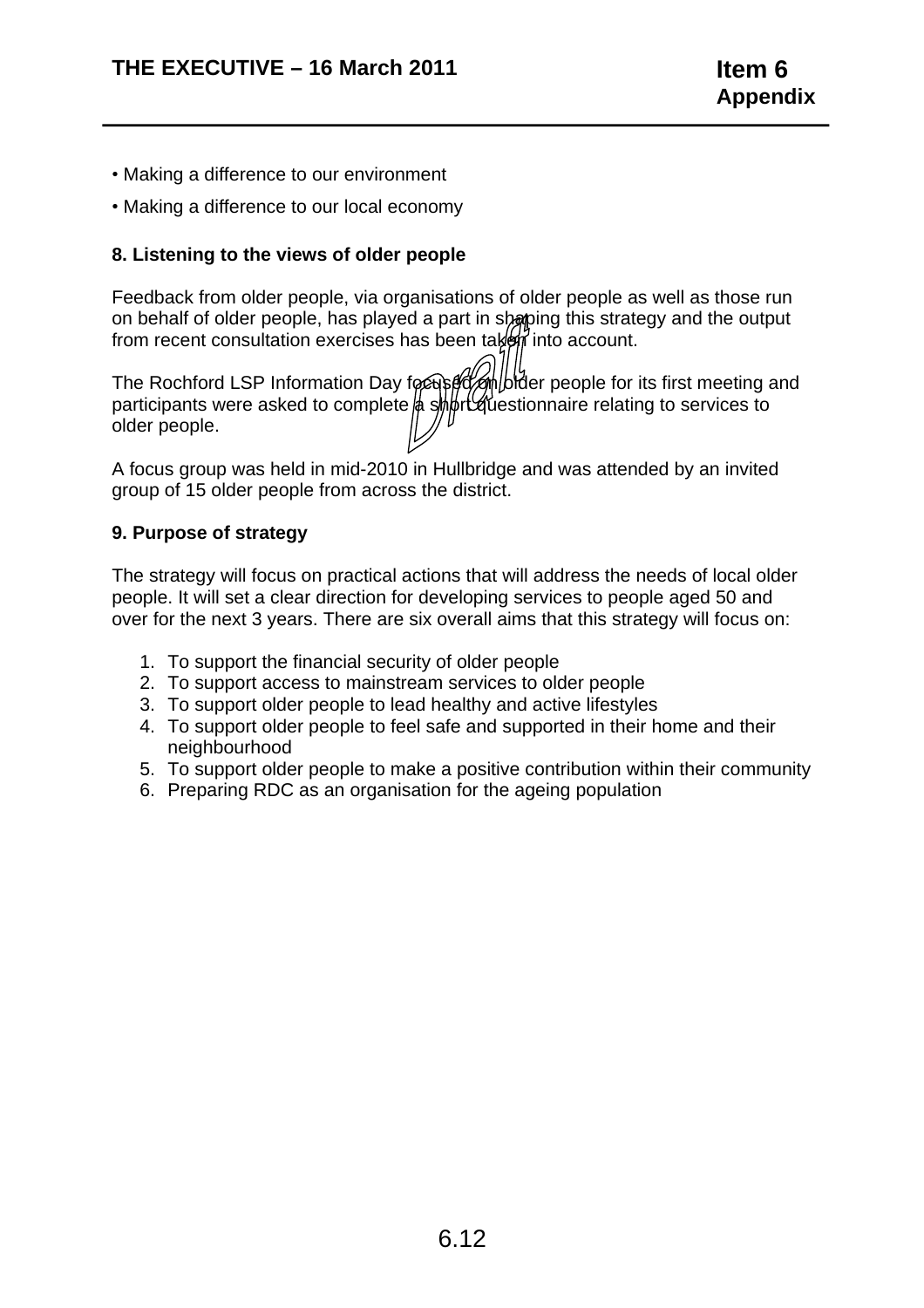• Making a difference to our environment

• Making a difference to our local economy

**8. Listening to the views of older people**

Feedback from older people, via organisations of older people as well as those run on behalf of older people, has played a part in shaping this strategy and the output from recent consultation exercises has been taken into account.

The Rochford LSP Information Day focused on older people for its first meeting and participants were asked to complete a short questionnaire relating to services to older people.

A focus group was held in mid-2010 in Hullbridge and was attended by an invited group of 15 older people from across the district.

**9. Purpose of strategy**

The strategy will focus on practical actions that will address the needs of local older people. It will set a clear direction for developing services to people aged 50 and over for the next 3 years. There are six overall aims that this strategy will focus on:

1. To support the financial security of older people
2. To support access to mainstream services to older people
3. To support older people to lead healthy and active lifestyles
4. To support older people to feel safe and supported in their home and their neighbourhood
5. To support older people to make a positive contribution within their community
6. Preparing RDC as an organisation for the ageing population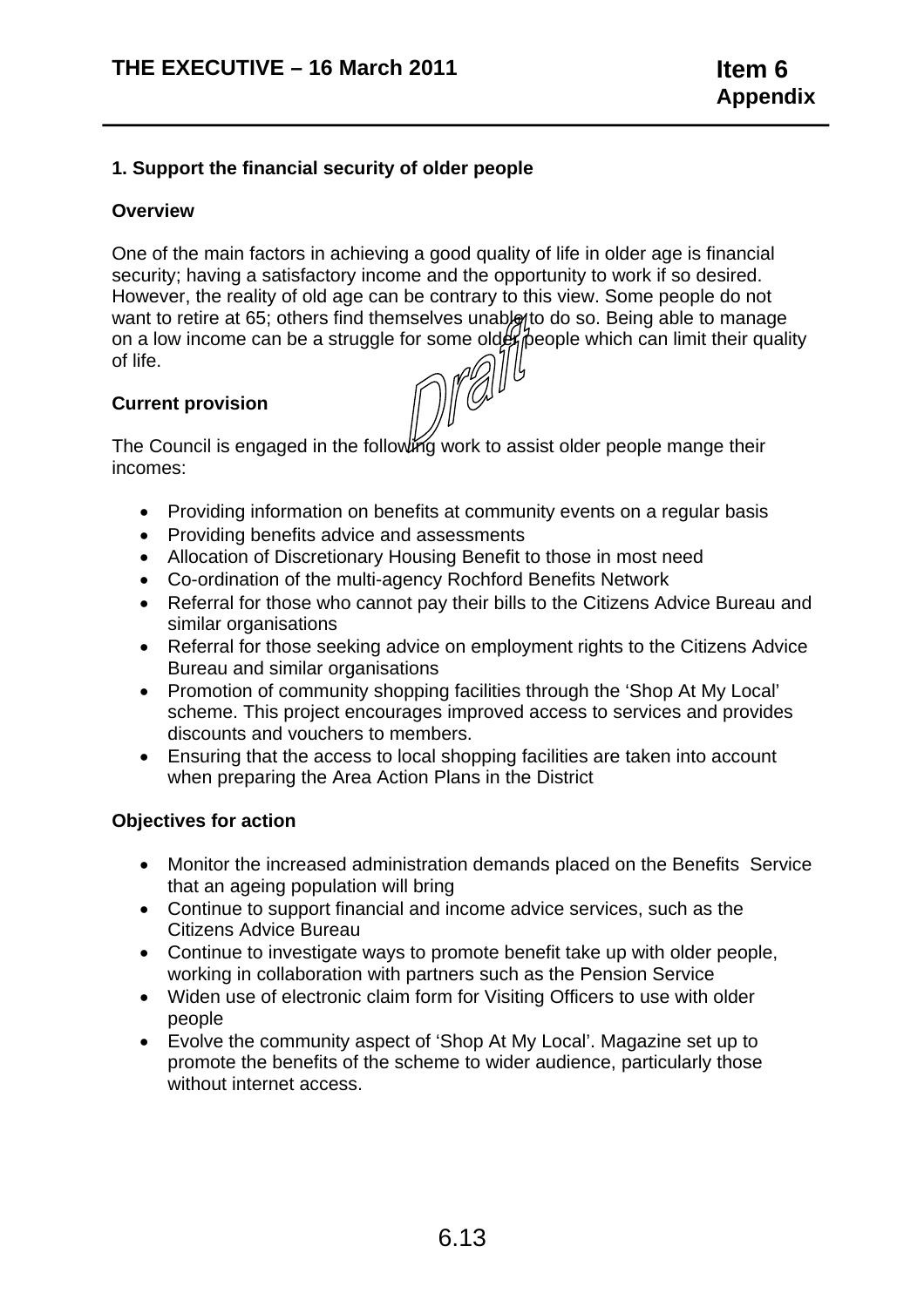## 1. Support the financial security of older people

### Overview

One of the main factors in achieving a good quality of life in older age is financial security; having a satisfactory income and the opportunity to work if so desired. However, the reality of old age can be contrary to this view. Some people do not want to retire at 65; others find themselves unable to do so. Being able to manage on a low income can be a struggle for some older people which can limit their quality of life.

### Current provision

The Council is engaged in the following work to assist older people mange their incomes:

- Providing information on benefits at community events on a regular basis
- Providing benefits advice and assessments
- Allocation of Discretionary Housing Benefit to those in most need
- Co-ordination of the multi-agency Rochford Benefits Network
- Referral for those who cannot pay their bills to the Citizens Advice Bureau and similar organisations
- Referral for those seeking advice on employment rights to the Citizens Advice Bureau and similar organisations
- Promotion of community shopping facilities through the 'Shop At My Local' scheme. This project encourages improved access to services and provides discounts and vouchers to members.
- Ensuring that the access to local shopping facilities are taken into account when preparing the Area Action Plans in the District

### Objectives for action

- Monitor the increased administration demands placed on the Benefits Service that an ageing population will bring
- Continue to support financial and income advice services, such as the Citizens Advice Bureau
- Continue to investigate ways to promote benefit take up with older people, working in collaboration with partners such as the Pension Service
- Widen use of electronic claim form for Visiting Officers to use with older people
- Evolve the community aspect of 'Shop At My Local'. Magazine set up to promote the benefits of the scheme to wider audience, particularly those without internet access.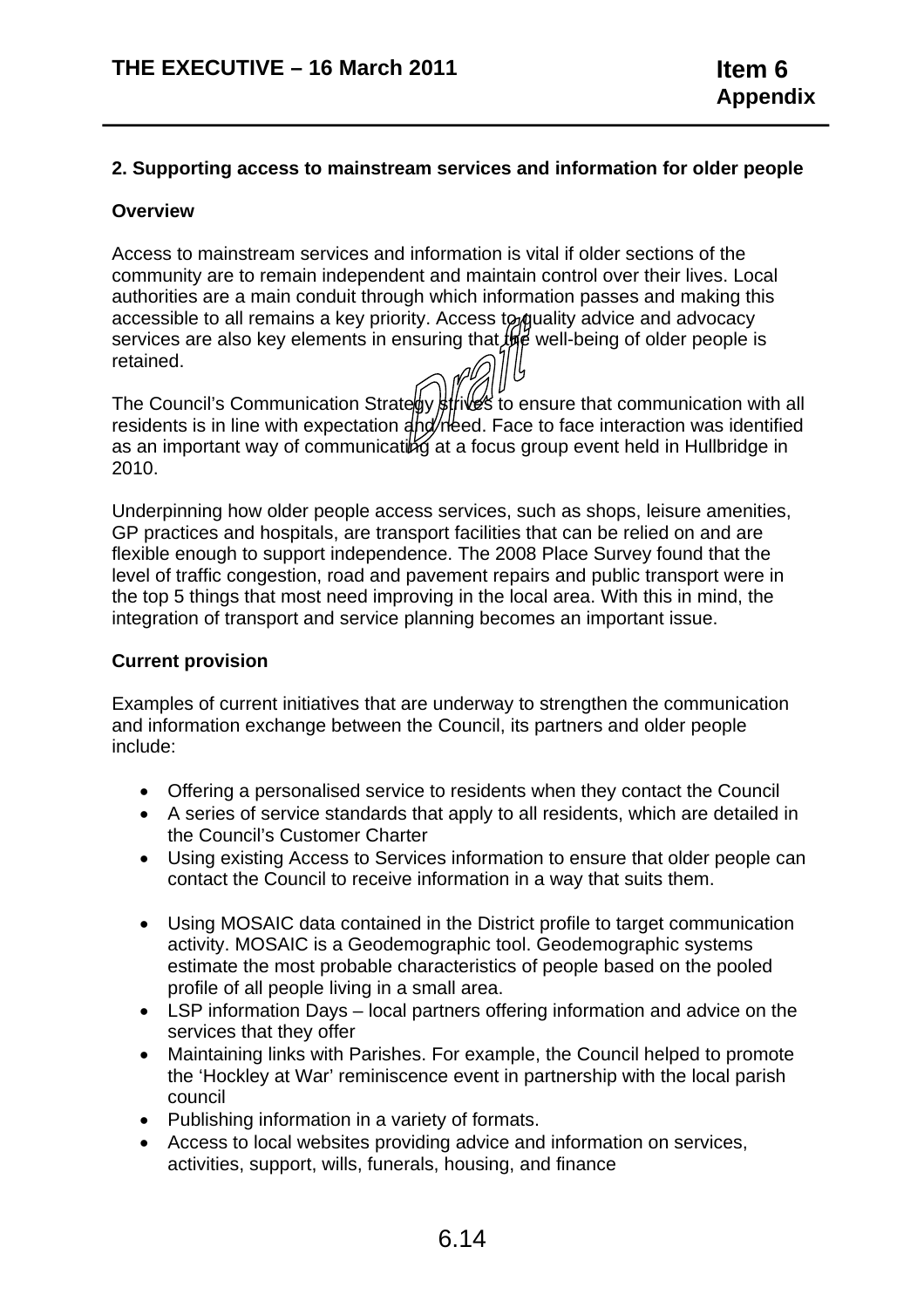## 2. Supporting access to mainstream services and information for older people

### Overview

Access to mainstream services and information is vital if older sections of the community are to remain independent and maintain control over their lives. Local authorities are a main conduit through which information passes and making this accessible to all remains a key priority. Access to quality advice and advocacy services are also key elements in ensuring that the well-being of older people is retained.

The Council's Communication Strategy strives to ensure that communication with all residents is in line with expectation and need. Face to face interaction was identified as an important way of communicating at a focus group event held in Hullbridge in 2010.

Underpinning how older people access services, such as shops, leisure amenities, GP practices and hospitals, are transport facilities that can be relied on and are flexible enough to support independence. The 2008 Place Survey found that the level of traffic congestion, road and pavement repairs and public transport were in the top 5 things that most need improving in the local area. With this in mind, the integration of transport and service planning becomes an important issue.

### Current provision

Examples of current initiatives that are underway to strengthen the communication and information exchange between the Council, its partners and older people include:

- Offering a personalised service to residents when they contact the Council
- A series of service standards that apply to all residents, which are detailed in the Council's Customer Charter
- Using existing Access to Services information to ensure that older people can contact the Council to receive information in a way that suits them.

- Using MOSAIC data contained in the District profile to target communication activity. MOSAIC is a Geodemographic tool. Geodemographic systems estimate the most probable characteristics of people based on the pooled profile of all people living in a small area.
- LSP information Days – local partners offering information and advice on the services that they offer
- Maintaining links with Parishes. For example, the Council helped to promote the 'Hockley at War' reminiscence event in partnership with the local parish council
- Publishing information in a variety of formats.
- Access to local websites providing advice and information on services, activities, support, wills, funerals, housing, and finance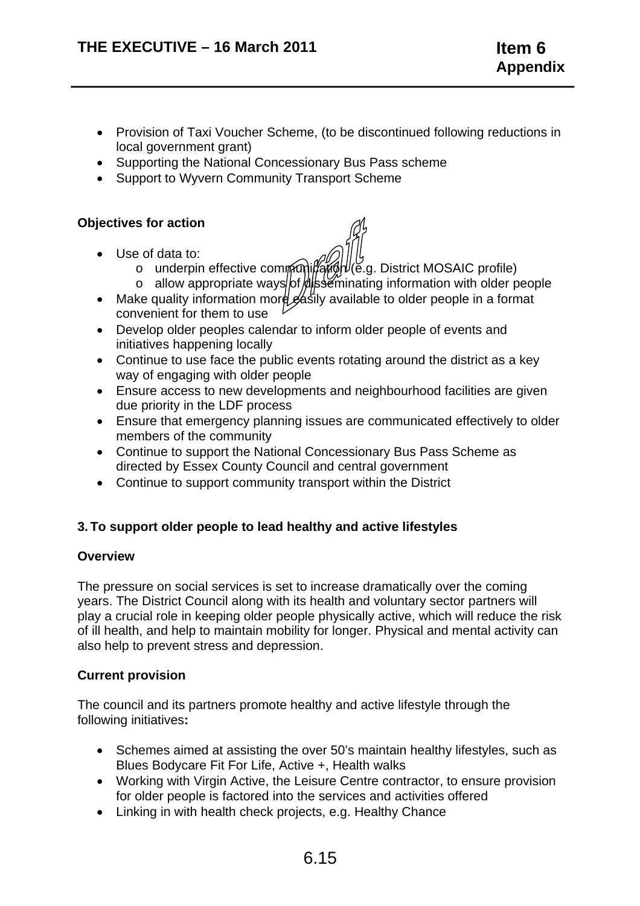- Provision of Taxi Voucher Scheme, (to be discontinued following reductions in local government grant)
- Supporting the National Concessionary Bus Pass scheme
- Support to Wyvern Community Transport Scheme

**Objectives for action**

- Use of data to:
  - underpin effective communication (e.g. District MOSAIC profile)
  - allow appropriate ways of disseminating information with older people
- Make quality information more easily available to older people in a format convenient for them to use
- Develop older peoples calendar to inform older people of events and initiatives happening locally
- Continue to use face the public events rotating around the district as a key way of engaging with older people
- Ensure access to new developments and neighbourhood facilities are given due priority in the LDF process
- Ensure that emergency planning issues are communicated effectively to older members of the community
- Continue to support the National Concessionary Bus Pass Scheme as directed by Essex County Council and central government
- Continue to support community transport within the District

### 3. To support older people to lead healthy and active lifestyles

**Overview**

The pressure on social services is set to increase dramatically over the coming years. The District Council along with its health and voluntary sector partners will play a crucial role in keeping older people physically active, which will reduce the risk of ill health, and help to maintain mobility for longer. Physical and mental activity can also help to prevent stress and depression.

**Current provision**

The council and its partners promote healthy and active lifestyle through the following initiatives**:**

- Schemes aimed at assisting the over 50's maintain healthy lifestyles, such as Blues Bodycare Fit For Life, Active +, Health walks
- Working with Virgin Active, the Leisure Centre contractor, to ensure provision for older people is factored into the services and activities offered
- Linking in with health check projects, e.g. Healthy Chance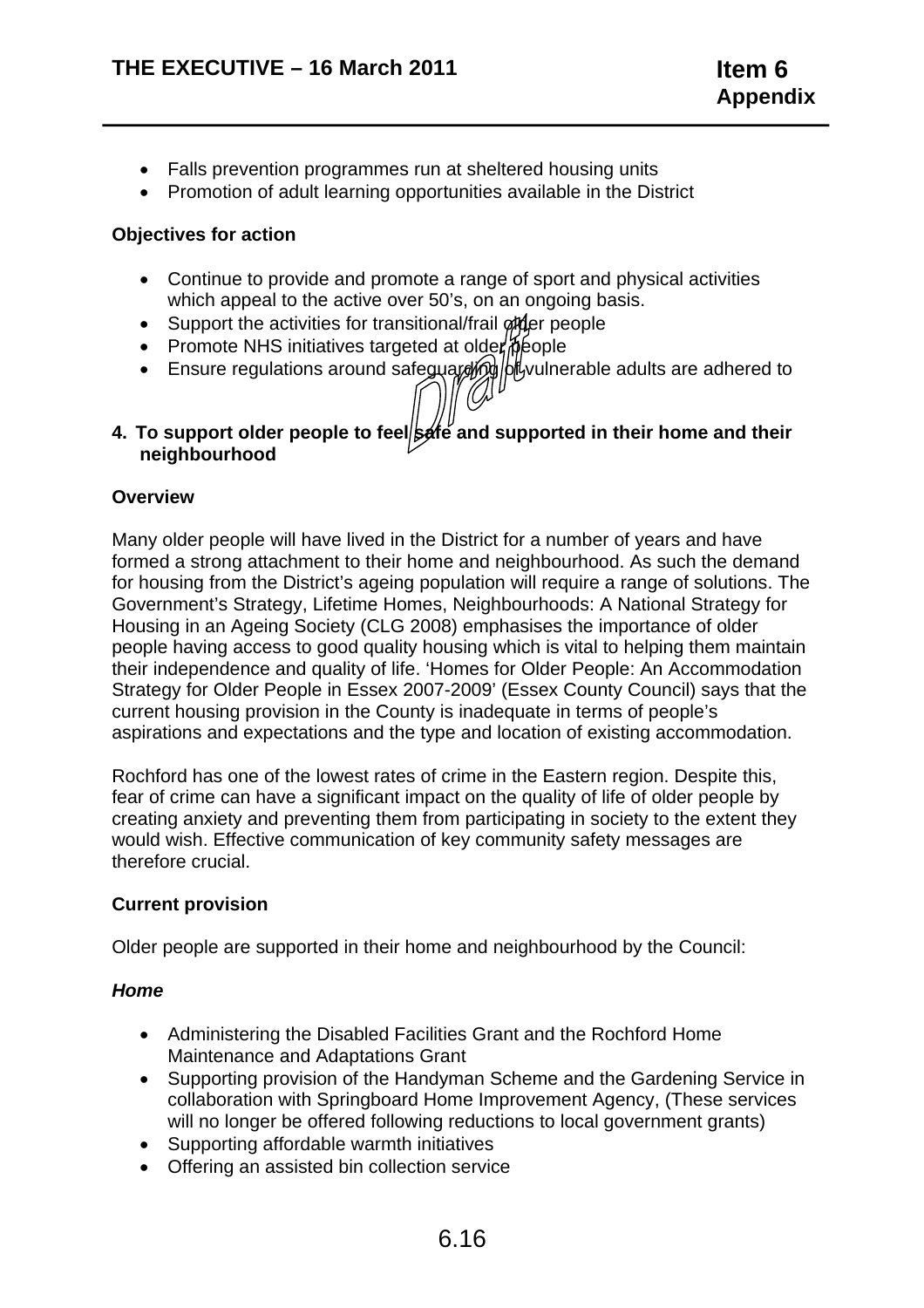- Falls prevention programmes run at sheltered housing units
- Promotion of adult learning opportunities available in the District

**Objectives for action**

- Continue to provide and promote a range of sport and physical activities which appeal to the active over 50's, on an ongoing basis.
- Support the activities for transitional/frail older people
- Promote NHS initiatives targeted at older people
- Ensure regulations around safeguarding of vulnerable adults are adhered to

**4. To support older people to feel safe and supported in their home and their neighbourhood**

**Overview**

Many older people will have lived in the District for a number of years and have formed a strong attachment to their home and neighbourhood. As such the demand for housing from the District's ageing population will require a range of solutions. The Government's Strategy, Lifetime Homes, Neighbourhoods: A National Strategy for Housing in an Ageing Society (CLG 2008) emphasises the importance of older people having access to good quality housing which is vital to helping them maintain their independence and quality of life. 'Homes for Older People: An Accommodation Strategy for Older People in Essex 2007-2009' (Essex County Council) says that the current housing provision in the County is inadequate in terms of people's aspirations and expectations and the type and location of existing accommodation.

Rochford has one of the lowest rates of crime in the Eastern region. Despite this, fear of crime can have a significant impact on the quality of life of older people by creating anxiety and preventing them from participating in society to the extent they would wish. Effective communication of key community safety messages are therefore crucial.

**Current provision**

Older people are supported in their home and neighbourhood by the Council:

***Home***

- Administering the Disabled Facilities Grant and the Rochford Home Maintenance and Adaptations Grant
- Supporting provision of the Handyman Scheme and the Gardening Service in collaboration with Springboard Home Improvement Agency, (These services will no longer be offered following reductions to local government grants)
- Supporting affordable warmth initiatives
- Offering an assisted bin collection service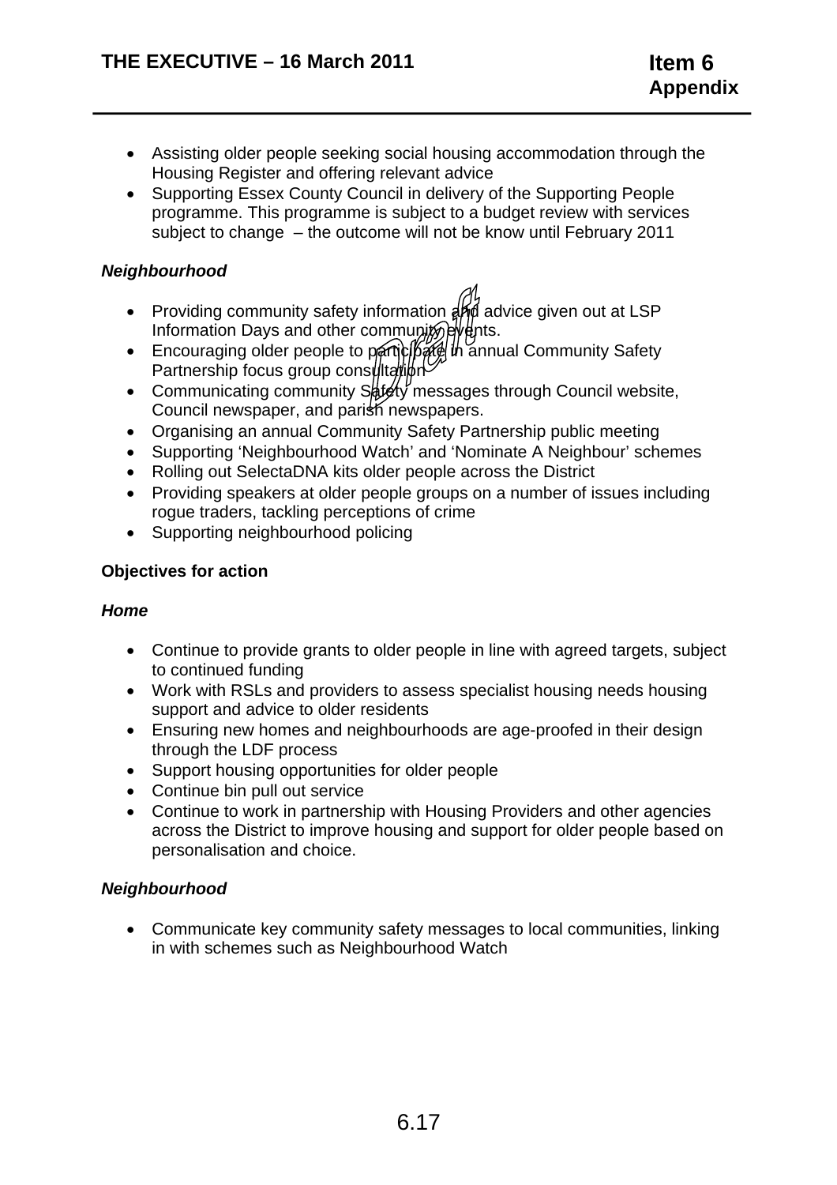- Assisting older people seeking social housing accommodation through the Housing Register and offering relevant advice
- Supporting Essex County Council in delivery of the Supporting People programme. This programme is subject to a budget review with services subject to change – the outcome will not be know until February 2011

***Neighbourhood***

- Providing community safety information and advice given out at LSP Information Days and other community events.
- Encouraging older people to participate in annual Community Safety Partnership focus group consultation
- Communicating community Safety messages through Council website, Council newspaper, and parish newspapers.
- Organising an annual Community Safety Partnership public meeting
- Supporting 'Neighbourhood Watch' and 'Nominate A Neighbour' schemes
- Rolling out SelectaDNA kits older people across the District
- Providing speakers at older people groups on a number of issues including rogue traders, tackling perceptions of crime
- Supporting neighbourhood policing

**Objectives for action**

***Home***

- Continue to provide grants to older people in line with agreed targets, subject to continued funding
- Work with RSLs and providers to assess specialist housing needs housing support and advice to older residents
- Ensuring new homes and neighbourhoods are age-proofed in their design through the LDF process
- Support housing opportunities for older people
- Continue bin pull out service
- Continue to work in partnership with Housing Providers and other agencies across the District to improve housing and support for older people based on personalisation and choice.

***Neighbourhood***

- Communicate key community safety messages to local communities, linking in with schemes such as Neighbourhood Watch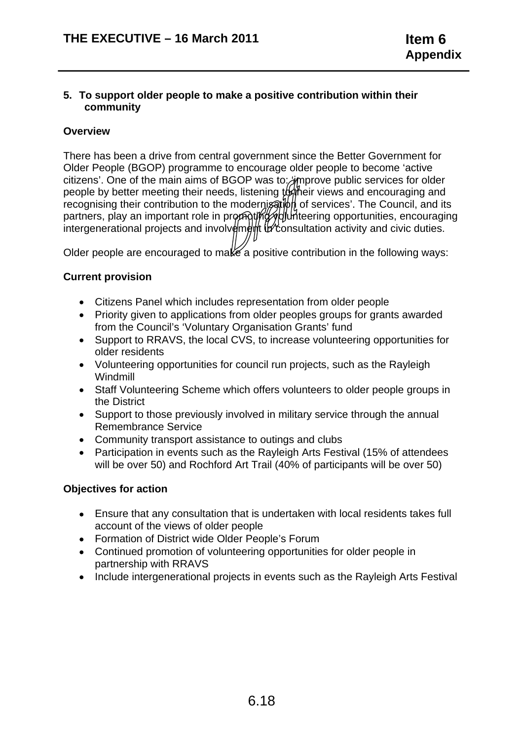## 5. To support older people to make a positive contribution within their community

### Overview

There has been a drive from central government since the Better Government for Older People (BGOP) programme to encourage older people to become 'active citizens'. One of the main aims of BGOP was to: 'improve public services for older people by better meeting their needs, listening to their views and encouraging and recognising their contribution to the modernisation of services'. The Council, and its partners, play an important role in promoting volunteering opportunities, encouraging intergenerational projects and involvement in consultation activity and civic duties.

Older people are encouraged to make a positive contribution in the following ways:

### Current provision

- Citizens Panel which includes representation from older people
- Priority given to applications from older peoples groups for grants awarded from the Council's 'Voluntary Organisation Grants' fund
- Support to RRAVS, the local CVS, to increase volunteering opportunities for older residents
- Volunteering opportunities for council run projects, such as the Rayleigh Windmill
- Staff Volunteering Scheme which offers volunteers to older people groups in the District
- Support to those previously involved in military service through the annual Remembrance Service
- Community transport assistance to outings and clubs
- Participation in events such as the Rayleigh Arts Festival (15% of attendees will be over 50) and Rochford Art Trail (40% of participants will be over 50)

### Objectives for action

- Ensure that any consultation that is undertaken with local residents takes full account of the views of older people
- Formation of District wide Older People's Forum
- Continued promotion of volunteering opportunities for older people in partnership with RRAVS
- Include intergenerational projects in events such as the Rayleigh Arts Festival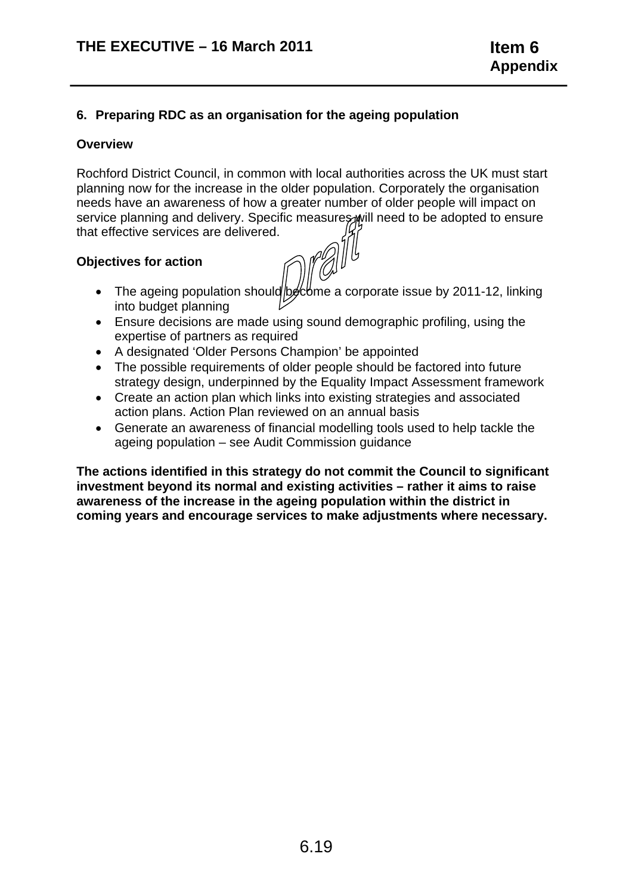## 6. Preparing RDC as an organisation for the ageing population

**Overview**

Rochford District Council, in common with local authorities across the UK must start planning now for the increase in the older population. Corporately the organisation needs have an awareness of how a greater number of older people will impact on service planning and delivery. Specific measures will need to be adopted to ensure that effective services are delivered.

**Objectives for action**

- The ageing population should become a corporate issue by 2011-12, linking into budget planning
- Ensure decisions are made using sound demographic profiling, using the expertise of partners as required
- A designated 'Older Persons Champion' be appointed
- The possible requirements of older people should be factored into future strategy design, underpinned by the Equality Impact Assessment framework
- Create an action plan which links into existing strategies and associated action plans. Action Plan reviewed on an annual basis
- Generate an awareness of financial modelling tools used to help tackle the ageing population – see Audit Commission guidance

**The actions identified in this strategy do not commit the Council to significant investment beyond its normal and existing activities – rather it aims to raise awareness of the increase in the ageing population within the district in coming years and encourage services to make adjustments where necessary.**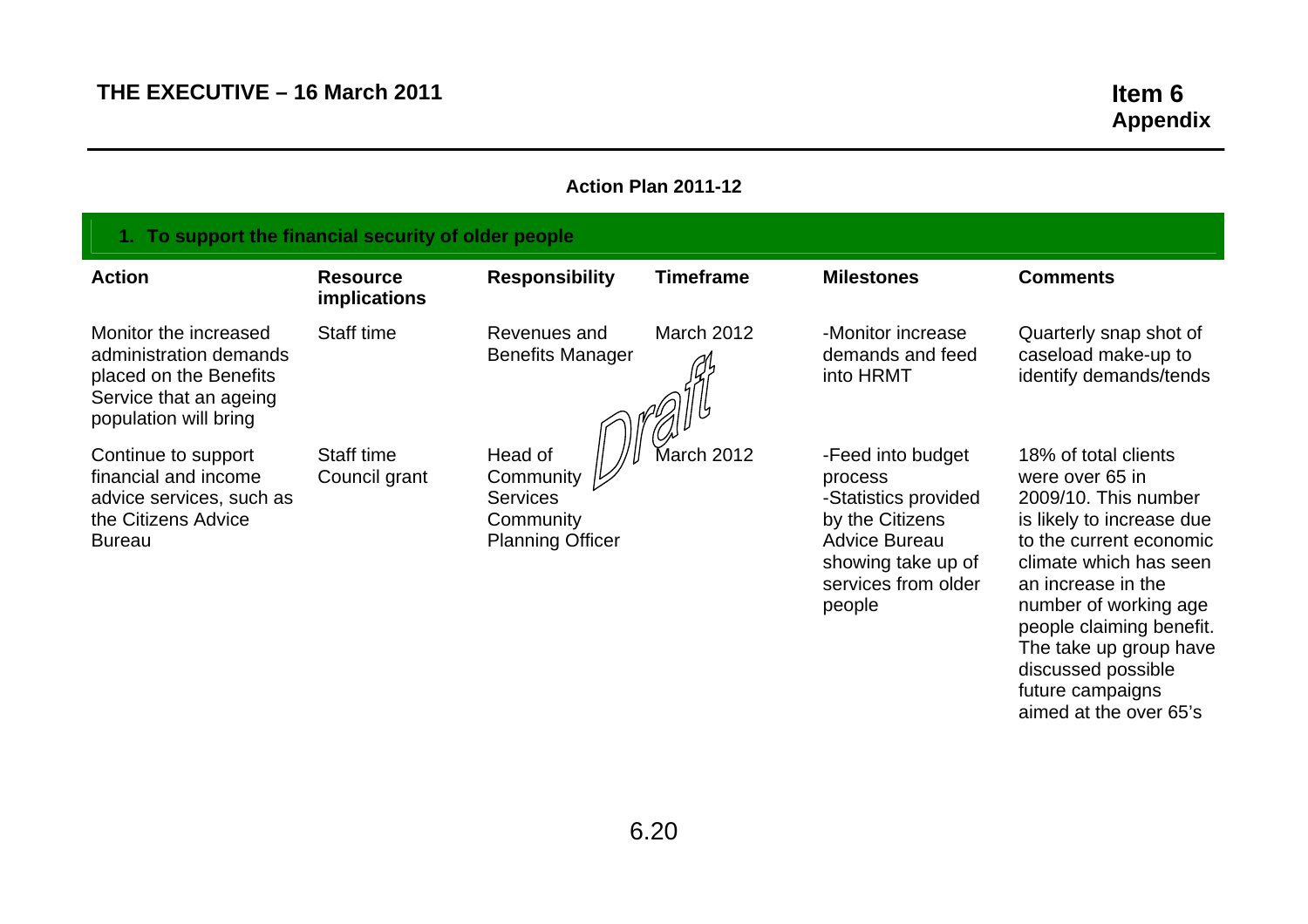**THE EXECUTIVE – 16 March 2011**

**Item 6**
**Appendix**

**Action Plan 2011-12**

**1. To support the financial security of older people**

| Action | Resource implications | Responsibility | Timeframe | Milestones | Comments |
|---|---|---|---|---|---|
| Monitor the increased administration demands placed on the Benefits Service that an ageing population will bring | Staff time | Revenues and Benefits Manager | March 2012 | -Monitor increase demands and feed into HRMT | Quarterly snap shot of caseload make-up to identify demands/tends |
| Continue to support financial and income advice services, such as the Citizens Advice Bureau | Staff time<br>Council grant | Head of Community Services<br>Community Planning Officer | March 2012 | -Feed into budget process<br>-Statistics provided by the Citizens Advice Bureau showing take up of services from older people | 18% of total clients were over 65 in 2009/10. This number is likely to increase due to the current economic climate which has seen an increase in the number of working age people claiming benefit. The take up group have discussed possible future campaigns aimed at the over 65's |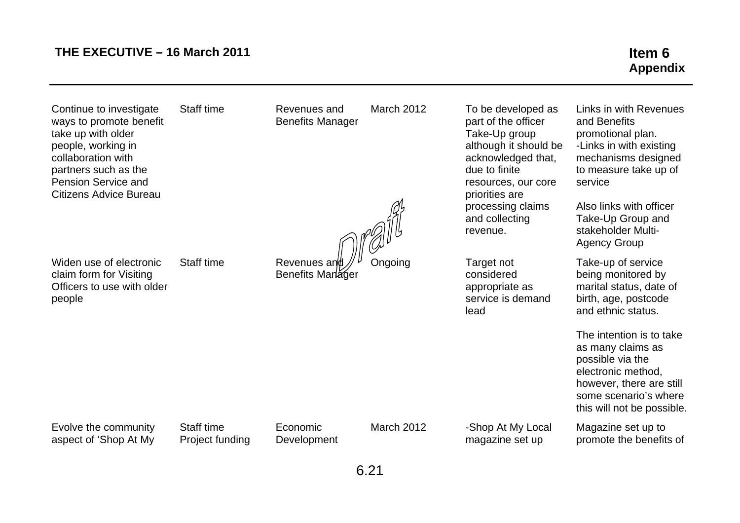| | | | | | |
|---|---|---|---|---|---|
| Continue to investigate ways to promote benefit take up with older people, working in collaboration with partners such as the Pension Service and Citizens Advice Bureau | Staff time | Revenues and Benefits Manager | March 2012 | To be developed as part of the officer Take-Up group although it should be acknowledged that, due to finite resources, our core priorities are processing claims and collecting revenue. | Links in with Revenues and Benefits promotional plan.<br>-Links in with existing mechanisms designed to measure take up of service<br><br>Also links with officer Take-Up Group and stakeholder Multi-Agency Group |
| Widen use of electronic claim form for Visiting Officers to use with older people | Staff time | Revenues and Benefits Manager | Ongoing | Target not considered appropriate as service is demand lead | Take-up of service being monitored by marital status, date of birth, age, postcode and ethnic status.<br><br>The intention is to take as many claims as possible via the electronic method, however, there are still some scenario's where this will not be possible. |
| Evolve the community aspect of 'Shop At My | Staff time<br>Project funding | Economic Development | March 2012 | -Shop At My Local magazine set up | Magazine set up to promote the benefits of |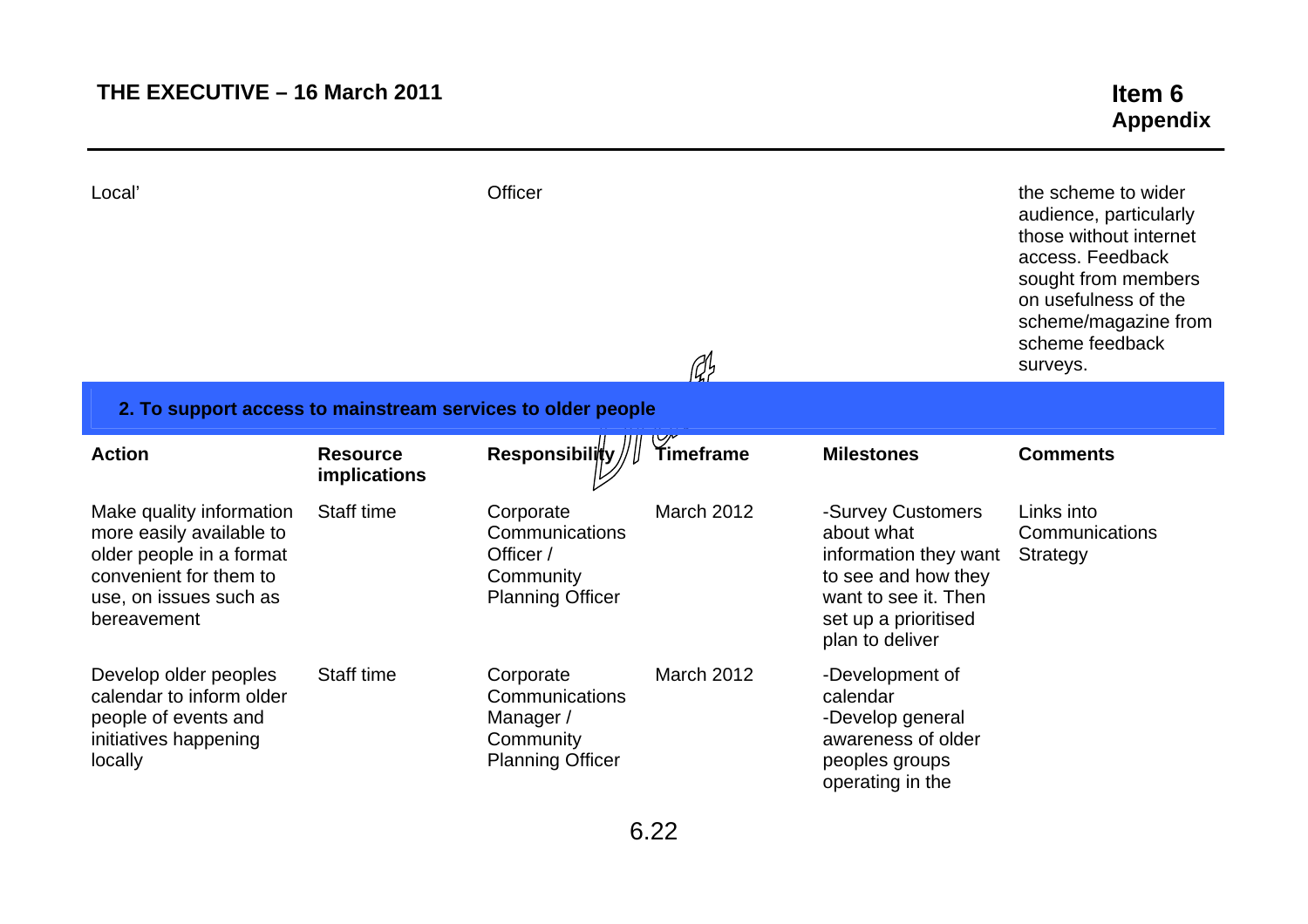| | | | | | |
|---|---|---|---|---|---|
| Local' | | Officer | | | the scheme to wider audience, particularly those without internet access. Feedback sought from members on usefulness of the scheme/magazine from scheme feedback surveys. |

**2. To support access to mainstream services to older people**

| Action | Resource implications | Responsibility | Timeframe | Milestones | Comments |
|---|---|---|---|---|---|
| Make quality information more easily available to older people in a format convenient for them to use, on issues such as bereavement | Staff time | Corporate Communications Officer / Community Planning Officer | March 2012 | -Survey Customers about what information they want to see and how they want to see it. Then set up a prioritised plan to deliver | Links into Communications Strategy |
| Develop older peoples calendar to inform older people of events and initiatives happening locally | Staff time | Corporate Communications Manager / Community Planning Officer | March 2012 | -Development of calendar<br>-Develop general awareness of older peoples groups operating in the | |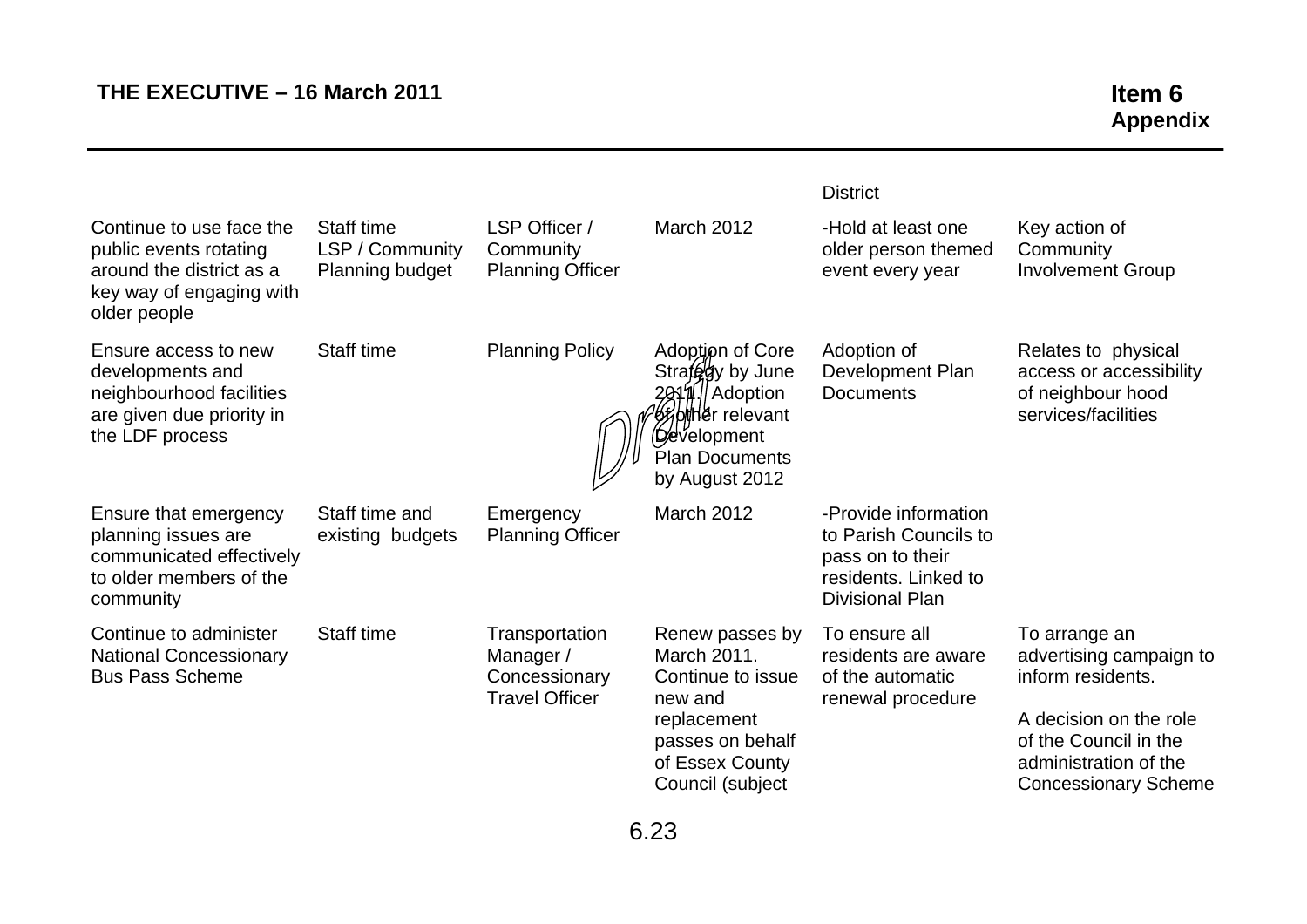| | | | | District | |
|---|---|---|---|---|---|
| Continue to use face the public events rotating around the district as a key way of engaging with older people | Staff time LSP / Community Planning budget | LSP Officer / Community Planning Officer | March 2012 | -Hold at least one older person themed event every year | Key action of Community Involvement Group |
| Ensure access to new developments and neighbourhood facilities are given due priority in the LDF process | Staff time | Planning Policy | Adoption of Core Strategy by June 2011. Adoption of other relevant Development Plan Documents by August 2012 | Adoption of Development Plan Documents | Relates to physical access or accessibility of neighbour hood services/facilities |
| Ensure that emergency planning issues are communicated effectively to older members of the community | Staff time and existing budgets | Emergency Planning Officer | March 2012 | -Provide information to Parish Councils to pass on to their residents. Linked to Divisional Plan | |
| Continue to administer National Concessionary Bus Pass Scheme | Staff time | Transportation Manager / Concessionary Travel Officer | Renew passes by March 2011. Continue to issue new and replacement passes on behalf of Essex County Council (subject | To ensure all residents are aware of the automatic renewal procedure | To arrange an advertising campaign to inform residents.<br><br>A decision on the role of the Council in the administration of the Concessionary Scheme |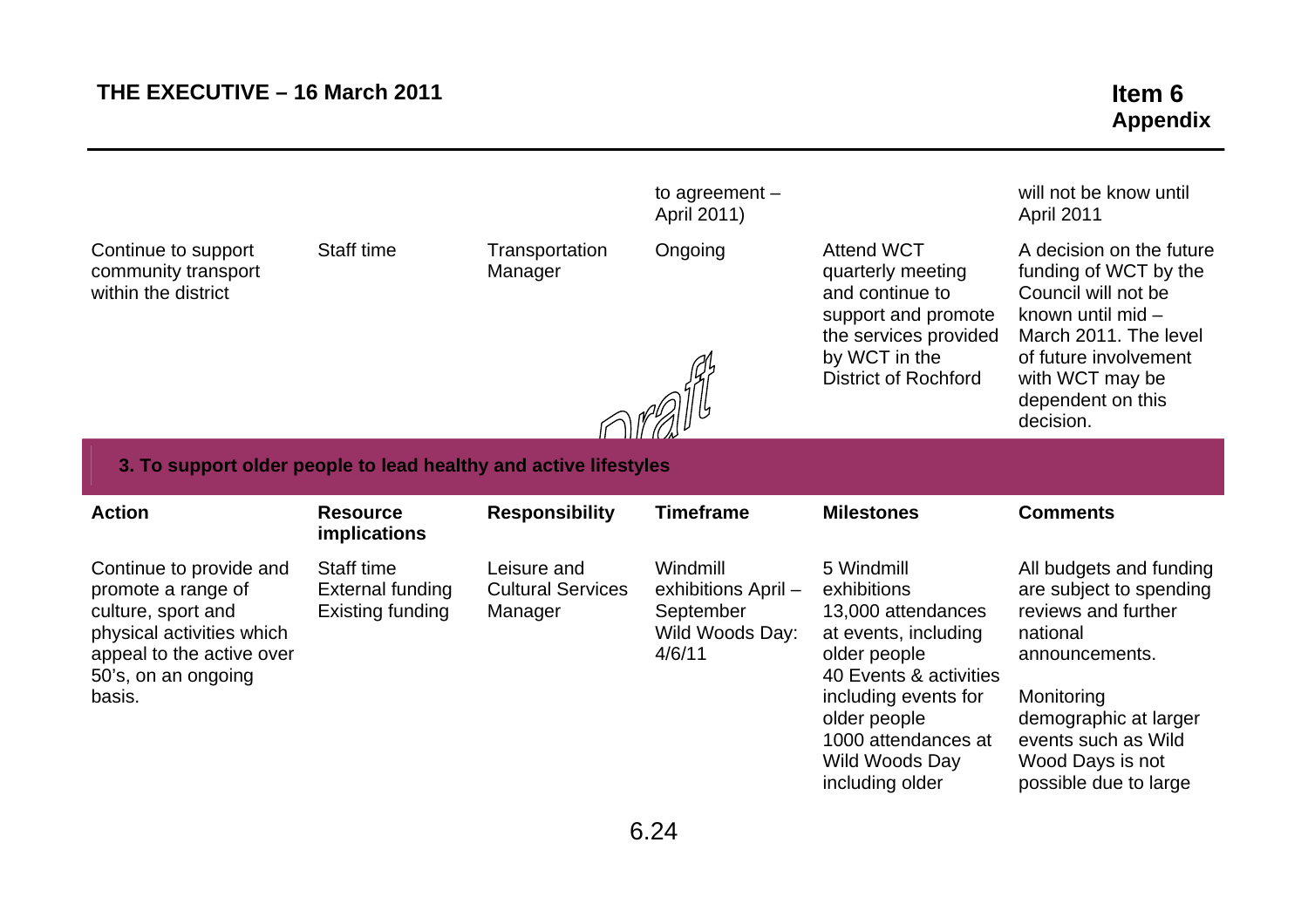| | | | to agreement – April 2011) | | will not be know until April 2011 |
|---|---|---|---|---|---|
| Continue to support community transport within the district | Staff time | Transportation Manager | Ongoing | Attend WCT quarterly meeting and continue to support and promote the services provided by WCT in the District of Rochford | A decision on the future funding of WCT by the Council will not be known until mid – March 2011. The level of future involvement with WCT may be dependent on this decision. |

Draft

**3. To support older people to lead healthy and active lifestyles**

| Action | Resource implications | Responsibility | Timeframe | Milestones | Comments |
|---|---|---|---|---|---|
| Continue to provide and promote a range of culture, sport and physical activities which appeal to the active over 50's, on an ongoing basis. | Staff time<br>External funding<br>Existing funding | Leisure and Cultural Services Manager | Windmill exhibitions April – September<br>Wild Woods Day: 4/6/11 | 5 Windmill exhibitions<br>13,000 attendances at events, including older people<br>40 Events & activities including events for older people<br>1000 attendances at Wild Woods Day including older | All budgets and funding are subject to spending reviews and further national announcements.<br><br>Monitoring demographic at larger events such as Wild Wood Days is not possible due to large |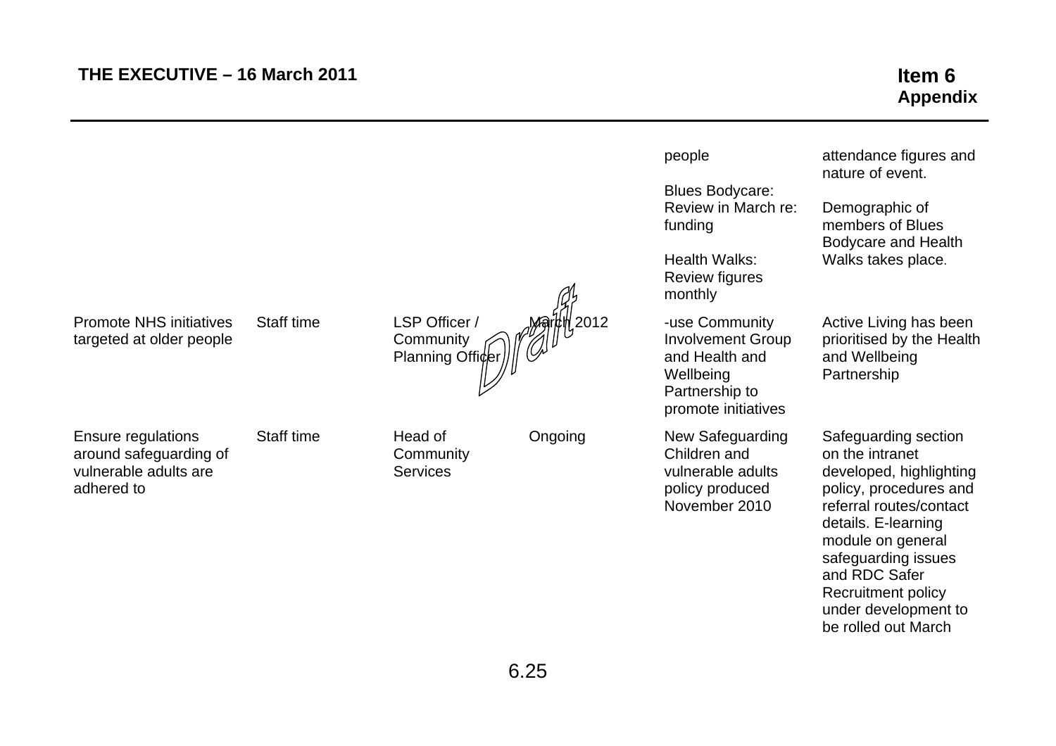| | | | | | |
|---|---|---|---|---|---|
| | | | | people<br><br>Blues Bodycare: Review in March re: funding<br><br>Health Walks: Review figures monthly | attendance figures and nature of event.<br><br>Demographic of members of Blues Bodycare and Health Walks takes place. |
| Promote NHS initiatives targeted at older people | Staff time | LSP Officer / Community Planning Officer | March 2012 | -use Community Involvement Group and Health and Wellbeing Partnership to promote initiatives | Active Living has been prioritised by the Health and Wellbeing Partnership |
| Ensure regulations around safeguarding of vulnerable adults are adhered to | Staff time | Head of Community Services | Ongoing | New Safeguarding Children and vulnerable adults policy produced November 2010 | Safeguarding section on the intranet developed, highlighting policy, procedures and referral routes/contact details. E-learning module on general safeguarding issues and RDC Safer Recruitment policy under development to be rolled out March |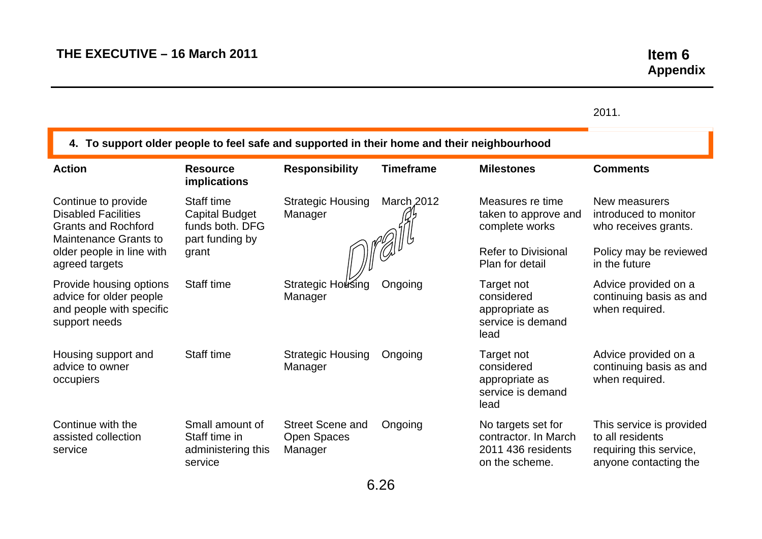2011.

## 4. To support older people to feel safe and supported in their home and their neighbourhood

| Action | Resource implications | Responsibility | Timeframe | Milestones | Comments |
|---|---|---|---|---|---|
| Continue to provide Disabled Facilities Grants and Rochford Maintenance Grants to older people in line with agreed targets | Staff time Capital Budget funds both. DFG part funding by grant | Strategic Housing Manager | March 2012 | Measures re time taken to approve and complete works<br><br>Refer to Divisional Plan for detail | New measurers introduced to monitor who receives grants.<br><br>Policy may be reviewed in the future |
| Provide housing options advice for older people and people with specific support needs | Staff time | Strategic Housing Manager | Ongoing | Target not considered appropriate as service is demand lead | Advice provided on a continuing basis as and when required. |
| Housing support and advice to owner occupiers | Staff time | Strategic Housing Manager | Ongoing | Target not considered appropriate as service is demand lead | Advice provided on a continuing basis as and when required. |
| Continue with the assisted collection service | Small amount of Staff time in administering this service | Street Scene and Open Spaces Manager | Ongoing | No targets set for contractor. In March 2011 436 residents on the scheme. | This service is provided to all residents requiring this service, anyone contacting the |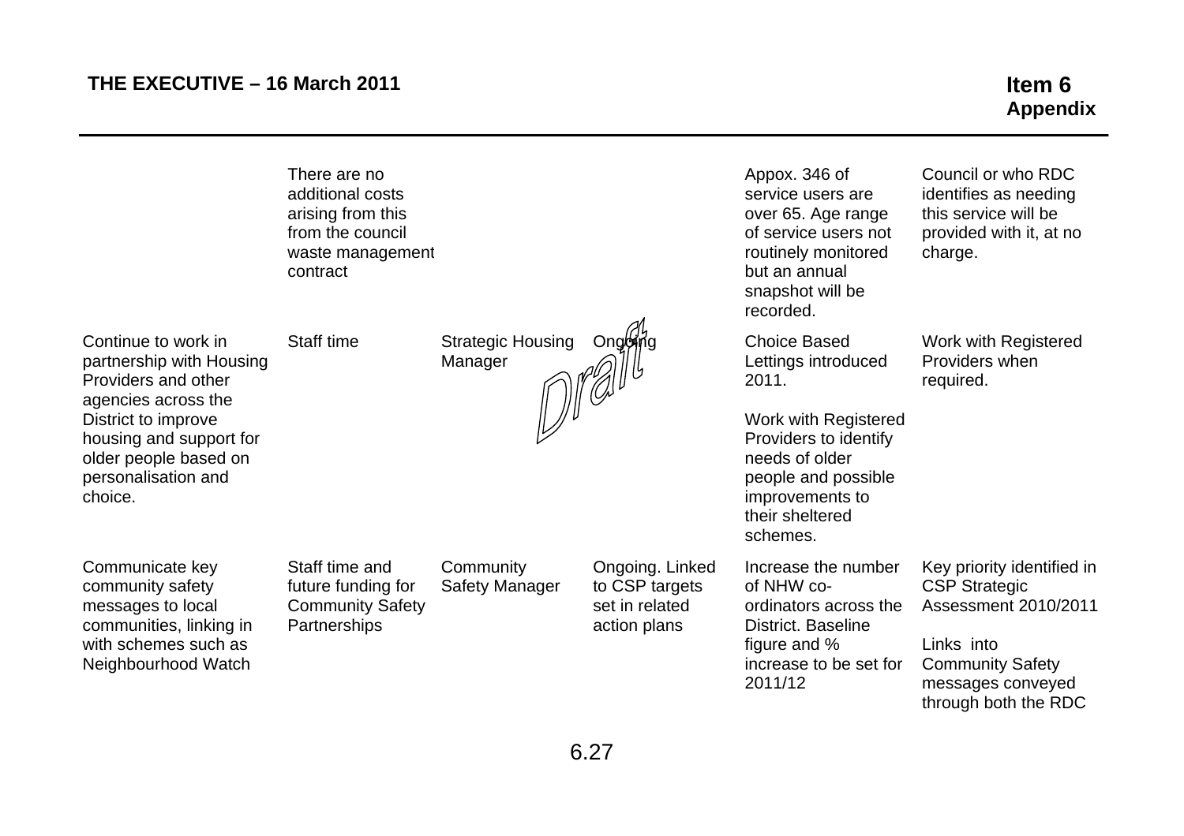| | | | | | |
|---|---|---|---|---|---|
| | There are no additional costs arising from this from the council waste management contract | | | Appox. 346 of service users are over 65. Age range of service users not routinely monitored but an annual snapshot will be recorded. | Council or who RDC identifies as needing this service will be provided with it, at no charge. |
| Continue to work in partnership with Housing Providers and other agencies across the District to improve housing and support for older people based on personalisation and choice. | Staff time | Strategic Housing Manager | Ongoing | Choice Based Lettings introduced 2011.<br><br>Work with Registered Providers to identify needs of older people and possible improvements to their sheltered schemes. | Work with Registered Providers when required. |
| Communicate key community safety messages to local communities, linking in with schemes such as Neighbourhood Watch | Staff time and future funding for Community Safety Partnerships | Community Safety Manager | Ongoing. Linked to CSP targets set in related action plans | Increase the number of NHW co-ordinators across the District. Baseline figure and % increase to be set for 2011/12 | Key priority identified in CSP Strategic Assessment 2010/2011<br><br>Links into Community Safety messages conveyed through both the RDC |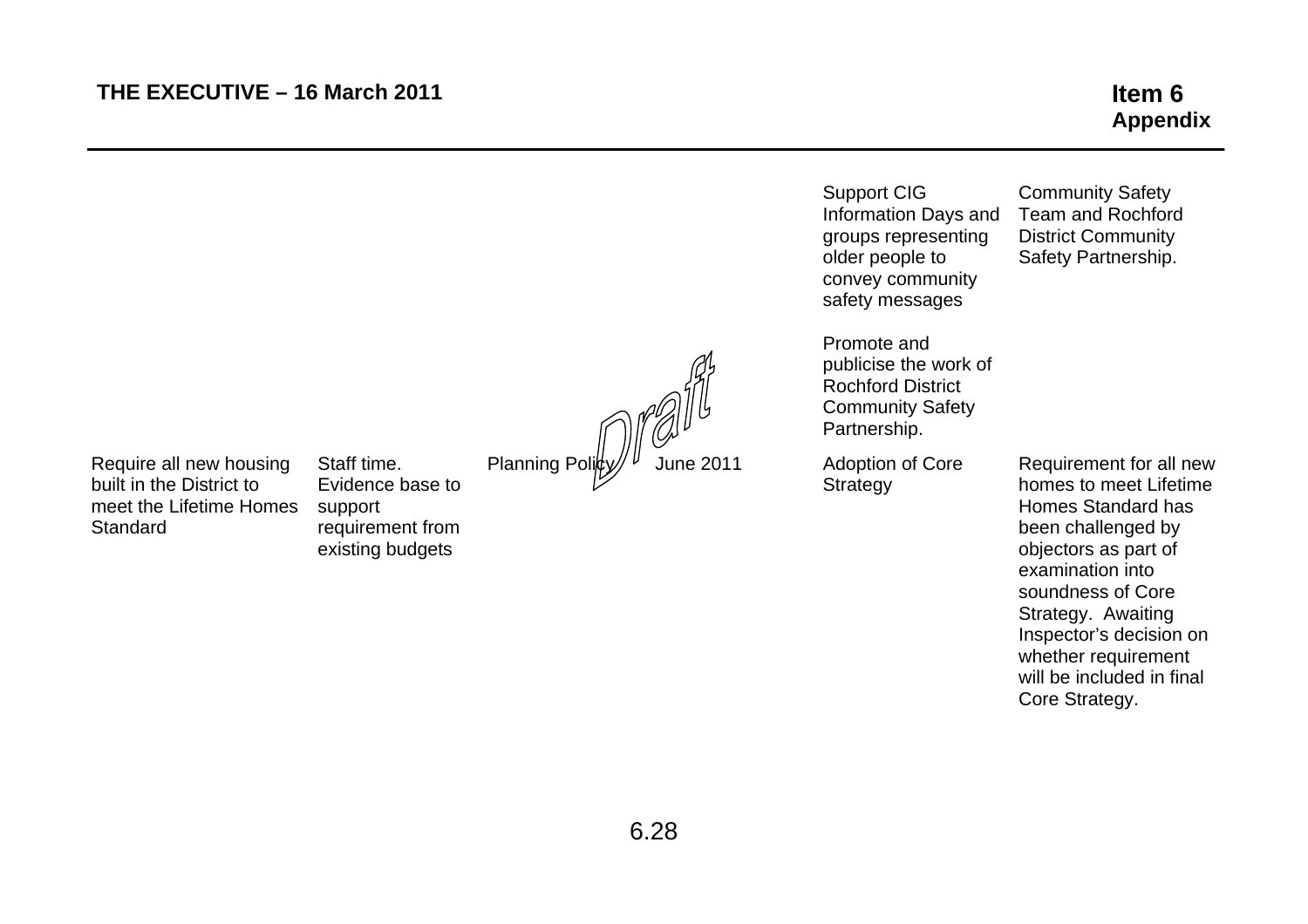| | | | | | |
|---|---|---|---|---|---|
| | | | | Support CIG Information Days and groups representing older people to convey community safety messages<br><br>Promote and publicise the work of Rochford District Community Safety Partnership. | Community Safety Team and Rochford District Community Safety Partnership. |
| Require all new housing built in the District to meet the Lifetime Homes Standard | Staff time. Evidence base to support requirement from existing budgets | Planning Policy | June 2011 | Adoption of Core Strategy | Requirement for all new homes to meet Lifetime Homes Standard has been challenged by objectors as part of examination into soundness of Core Strategy. Awaiting Inspector's decision on whether requirement will be included in final Core Strategy. |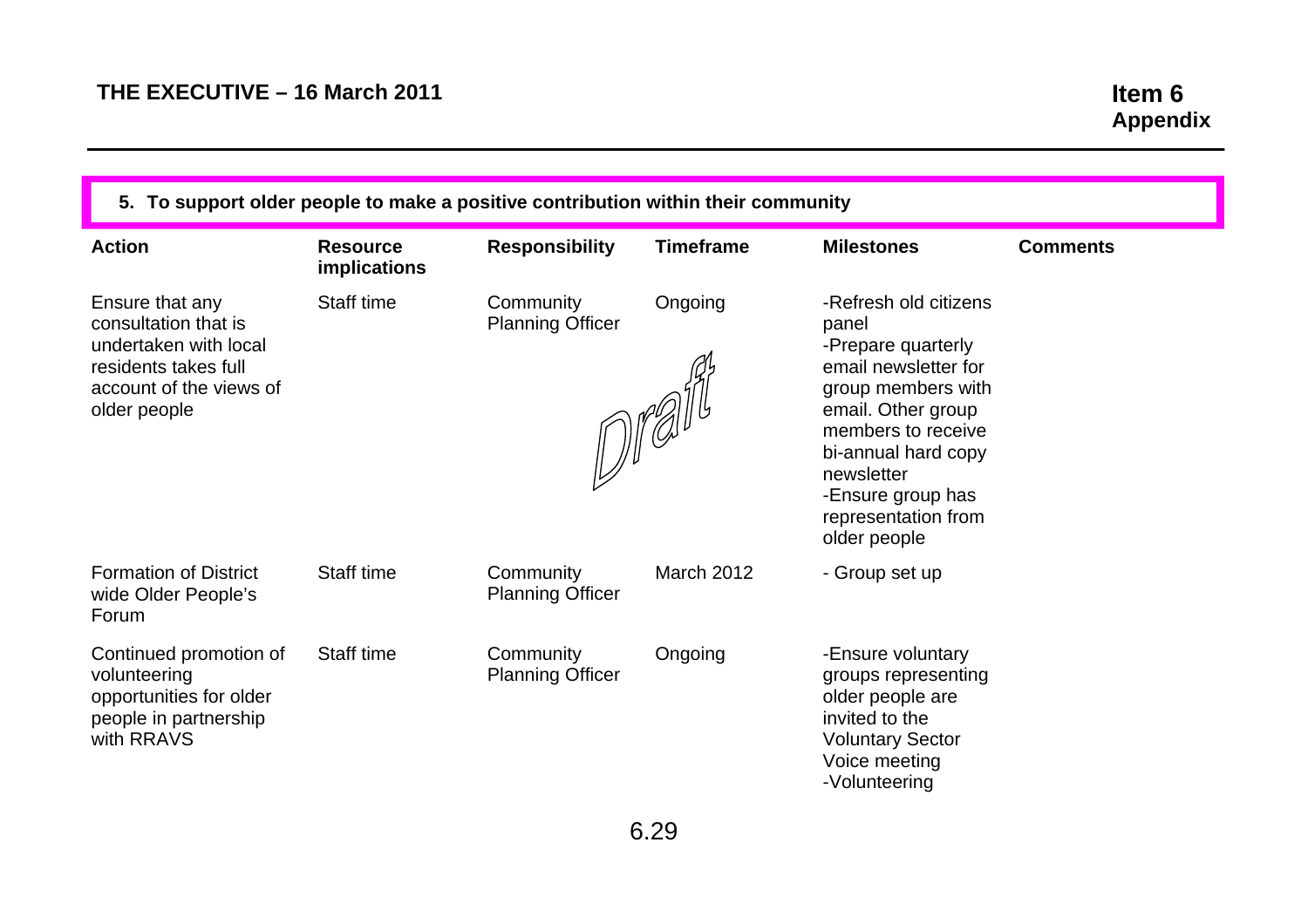## 5. To support older people to make a positive contribution within their community

| Action | Resource implications | Responsibility | Timeframe | Milestones | Comments |
|---|---|---|---|---|---|
| Ensure that any consultation that is undertaken with local residents takes full account of the views of older people | Staff time | Community Planning Officer | Ongoing | -Refresh old citizens panel<br>-Prepare quarterly email newsletter for group members with email. Other group members to receive bi-annual hard copy newsletter<br>-Ensure group has representation from older people | |
| Formation of District wide Older People's Forum | Staff time | Community Planning Officer | March 2012 | - Group set up | |
| Continued promotion of volunteering opportunities for older people in partnership with RRAVS | Staff time | Community Planning Officer | Ongoing | -Ensure voluntary groups representing older people are invited to the Voluntary Sector Voice meeting<br>-Volunteering | |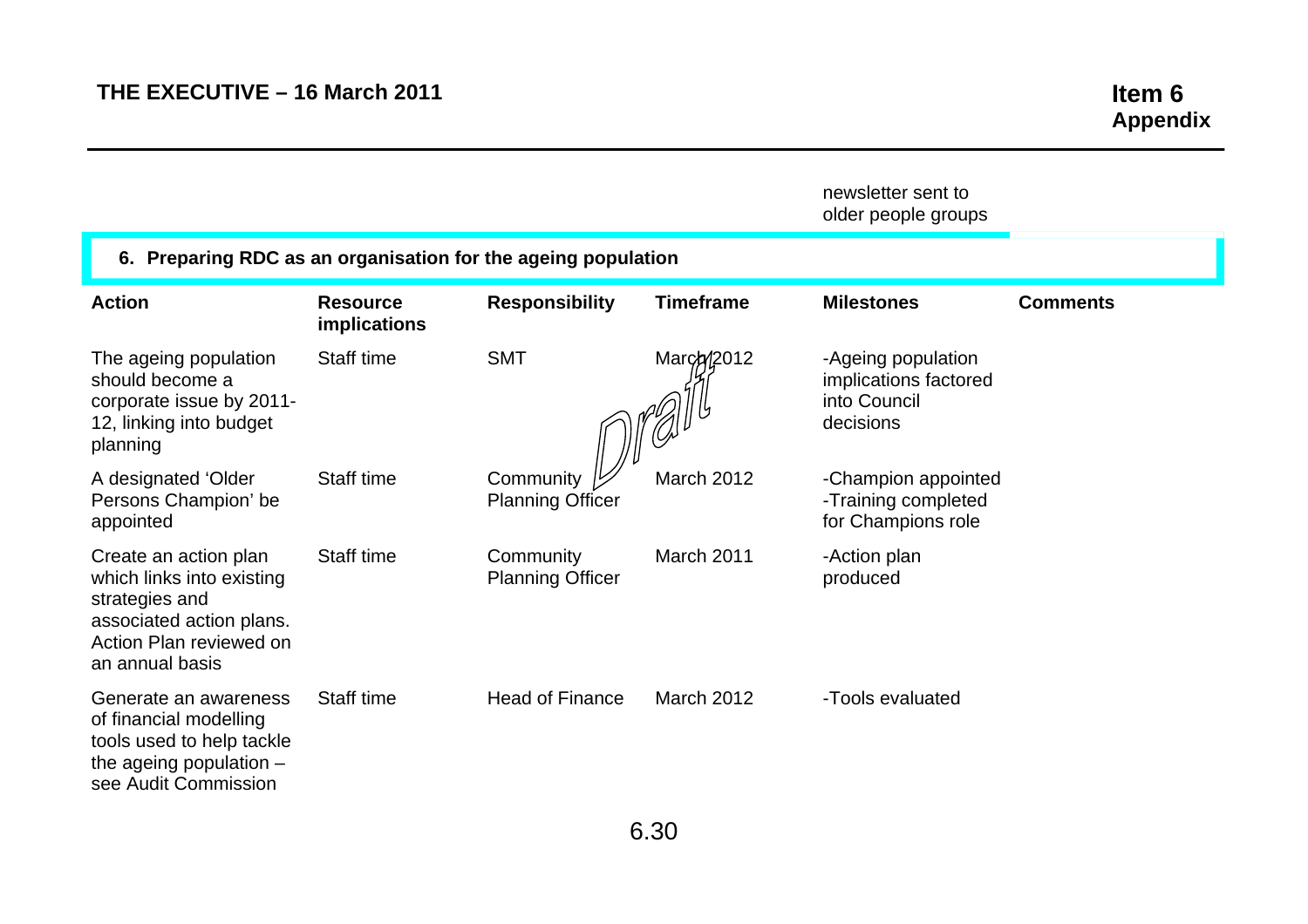| | | | | newsletter sent to older people groups | |
|---|---|---|---|---|---|

## 6. Preparing RDC as an organisation for the ageing population

| Action | Resource implications | Responsibility | Timeframe | Milestones | Comments |
|---|---|---|---|---|---|
| The ageing population should become a corporate issue by 2011-12, linking into budget planning | Staff time | SMT | March 2012 | -Ageing population implications factored into Council decisions | |
| A designated 'Older Persons Champion' be appointed | Staff time | Community Planning Officer | March 2012 | -Champion appointed<br>-Training completed for Champions role | |
| Create an action plan which links into existing strategies and associated action plans. Action Plan reviewed on an annual basis | Staff time | Community Planning Officer | March 2011 | -Action plan produced | |
| Generate an awareness of financial modelling tools used to help tackle the ageing population – see Audit Commission | Staff time | Head of Finance | March 2012 | -Tools evaluated | |

Draft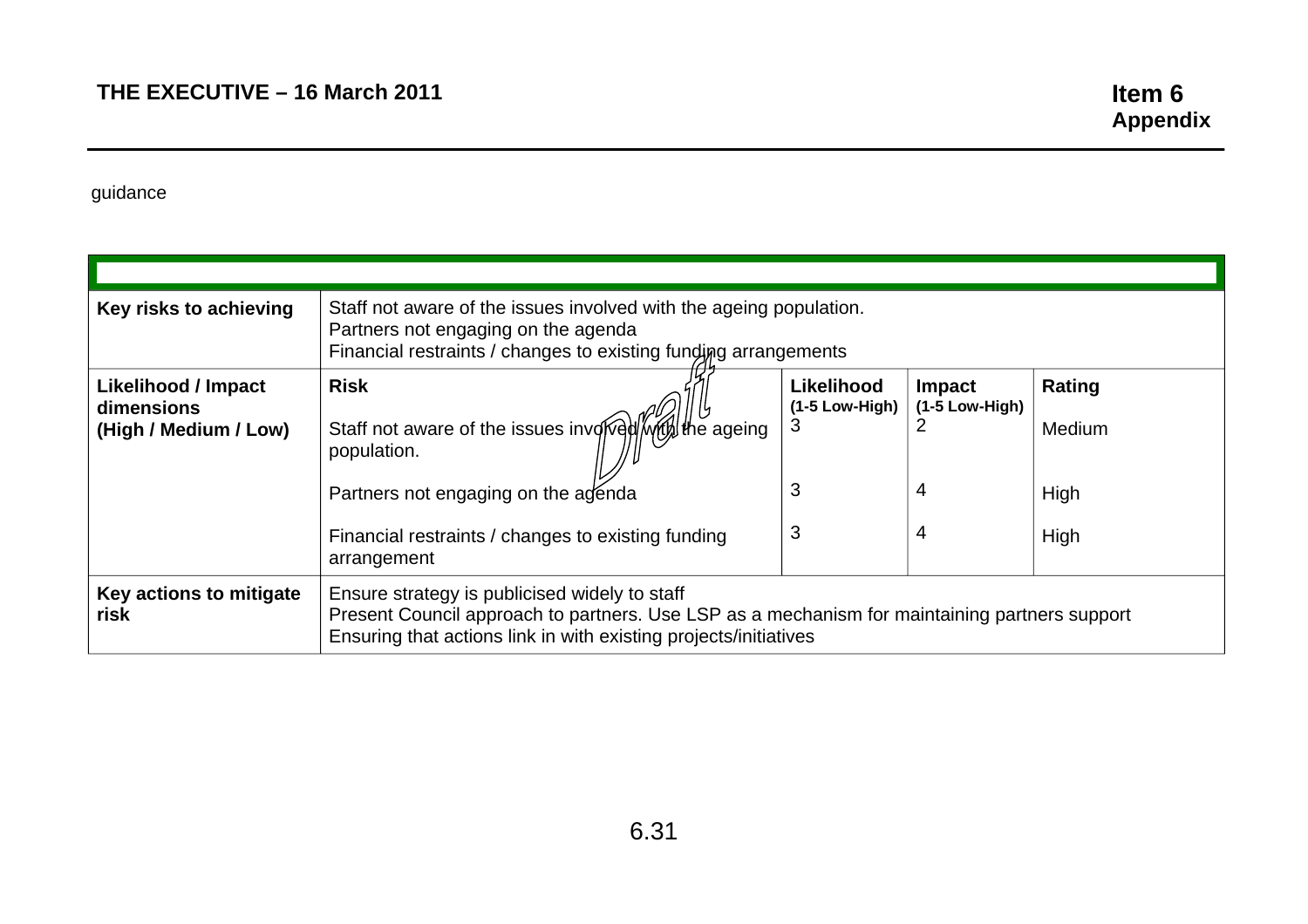guidance

| | | | | |
|---|---|---|---|---|
| | | | | |
| **Key risks to achieving** | Staff not aware of the issues involved with the ageing population.<br>Partners not engaging on the agenda<br>Financial restraints / changes to existing funding arrangements | | | |
| **Likelihood / Impact dimensions (High / Medium / Low)** | **Risk** | **Likelihood (1-5 Low-High)** | **Impact (1-5 Low-High)** | **Rating** |
| | Staff not aware of the issues involved with the ageing population. | 3 | 2 | Medium |
| | Partners not engaging on the agenda | 3 | 4 | High |
| | Financial restraints / changes to existing funding arrangement | 3 | 4 | High |
| **Key actions to mitigate risk** | Ensure strategy is publicised widely to staff<br>Present Council approach to partners. Use LSP as a mechanism for maintaining partners support<br>Ensuring that actions link in with existing projects/initiatives | | | |

Draft